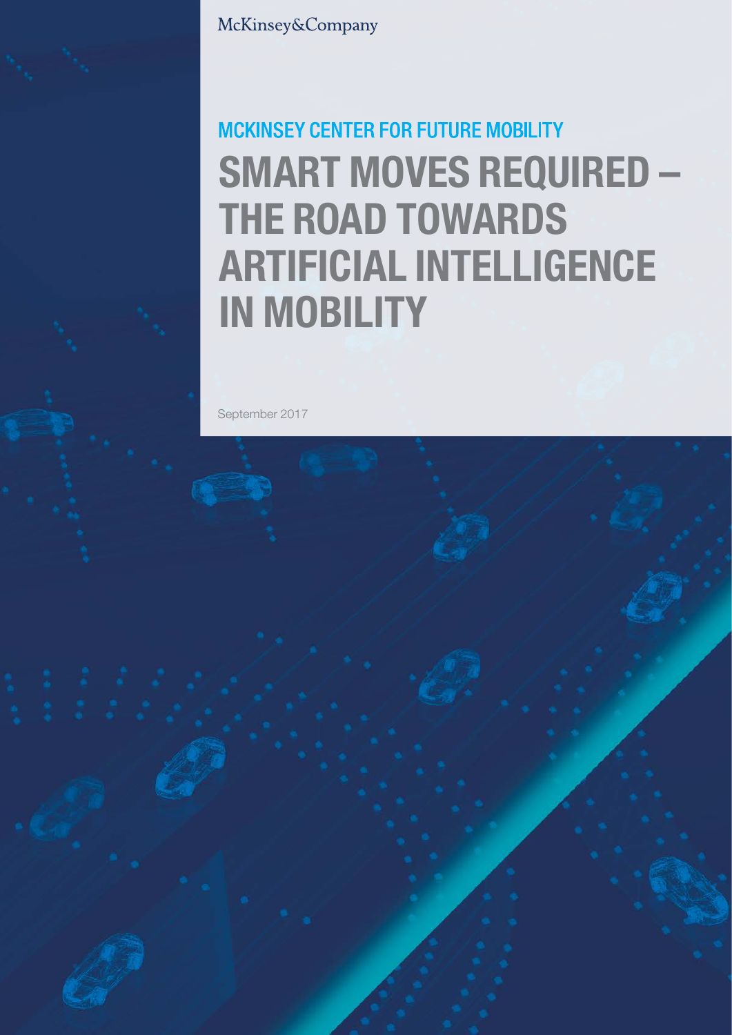McKinsey&Company

MCKINSEY CENTER FOR FUTURE MOBILITY

# SMART MOVES REQUIRED – THE ROAD TOWARDS ARTIFICIAL INTELLIGENCE IN MOBILITY

September 2017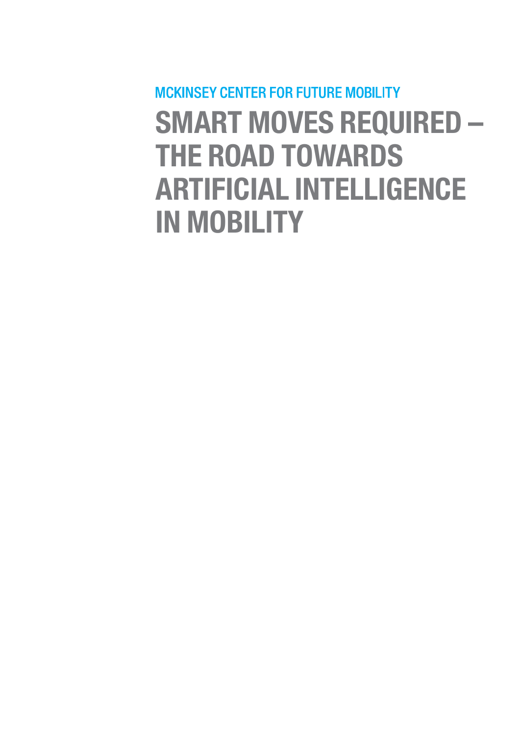MCKINSEY CENTER FOR FUTURE MOBILITY

# SMART MOVES REQUIRED – THE ROAD TOWARDS ARTIFICIAL INTELLIGENCE IN MOBILITY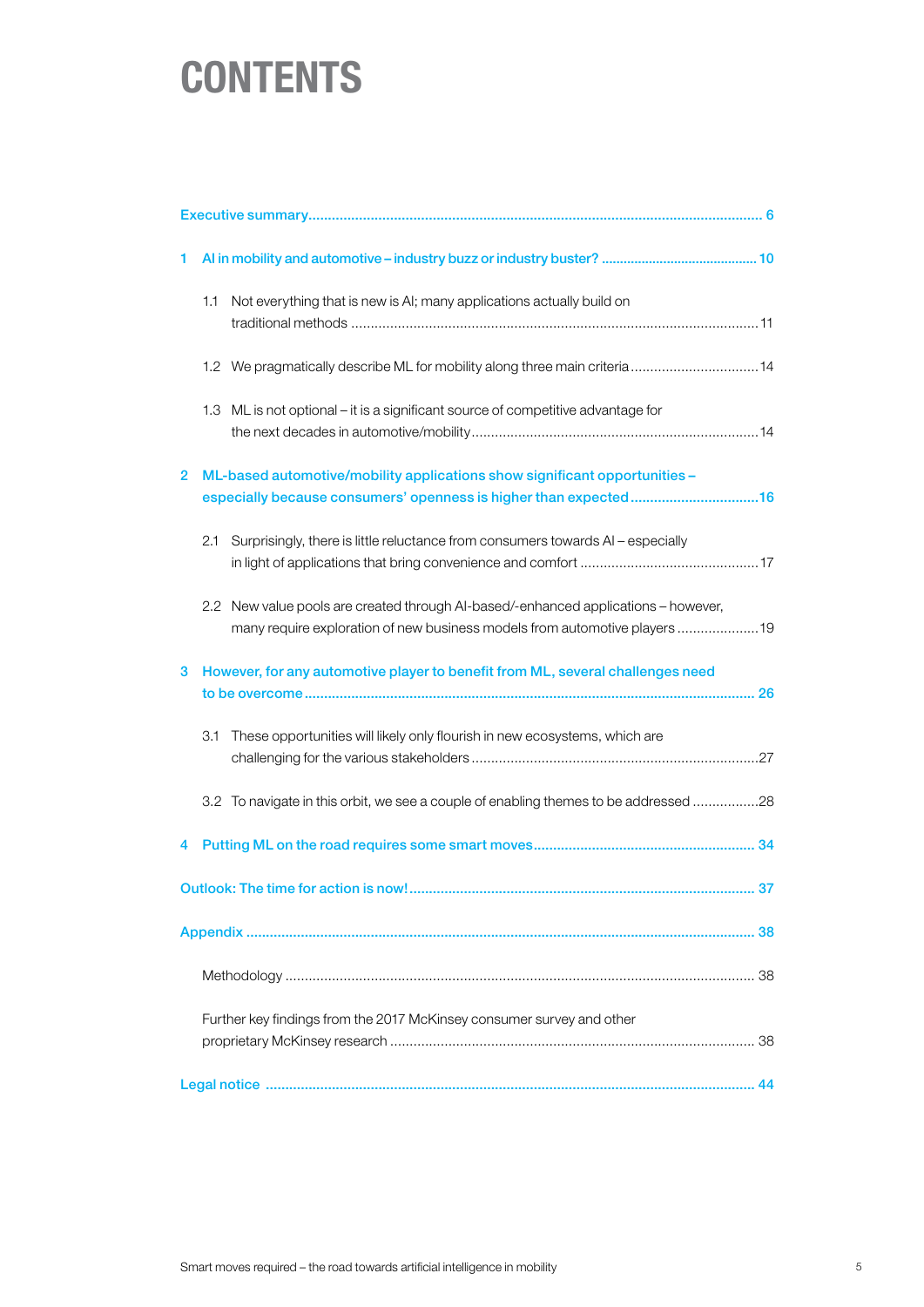# CONTENTS

Executive summary ... 6

1 AI in mobility and automotive – industry buzz or industry buster? ... 10

- 1.1 Not everything that is new is AI; many applications actually build on traditional methods ... 11
- 1.2 We pragmatically describe ML for mobility along three main criteria ... 14
- 1.3 ML is not optional – it is a significant source of competitive advantage for the next decades in automotive/mobility ... 14

2 ML-based automotive/mobility applications show significant opportunities – especially because consumers' openness is higher than expected ... 16

- 2.1 Surprisingly, there is little reluctance from consumers towards AI – especially in light of applications that bring convenience and comfort ... 17
- 2.2 New value pools are created through AI-based/-enhanced applications – however, many require exploration of new business models from automotive players ... 19

3 However, for any automotive player to benefit from ML, several challenges need to be overcome ... 26

- 3.1 These opportunities will likely only flourish in new ecosystems, which are challenging for the various stakeholders ... 27
- 3.2 To navigate in this orbit, we see a couple of enabling themes to be addressed ... 28

4 Putting ML on the road requires some smart moves ... 34

Outlook: The time for action is now! ... 37

Appendix ... 38

- Methodology ... 38
- Further key findings from the 2017 McKinsey consumer survey and other proprietary McKinsey research ... 38

Legal notice ... 44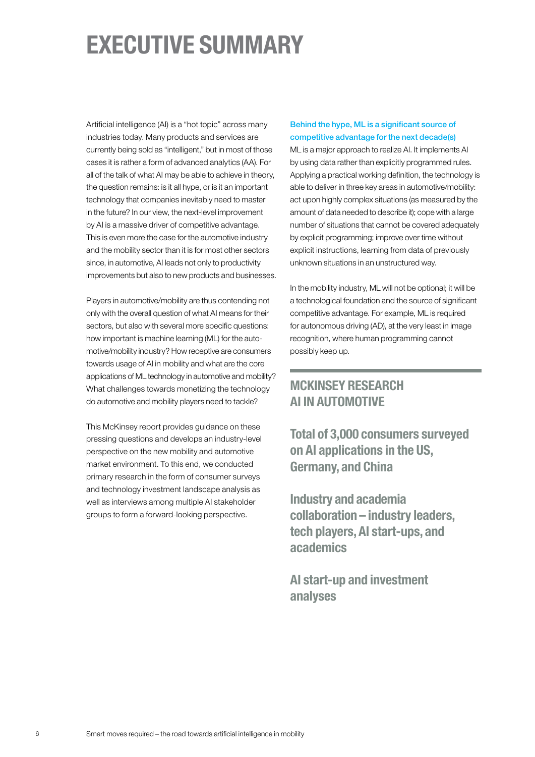# EXECUTIVE SUMMARY

Artificial intelligence (AI) is a "hot topic" across many industries today. Many products and services are currently being sold as "intelligent," but in most of those cases it is rather a form of advanced analytics (AA). For all of the talk of what AI may be able to achieve in theory, the question remains: is it all hype, or is it an important technology that companies inevitably need to master in the future? In our view, the next-level improvement by AI is a massive driver of competitive advantage. This is even more the case for the automotive industry and the mobility sector than it is for most other sectors since, in automotive, AI leads not only to productivity improvements but also to new products and businesses.

Players in automotive/mobility are thus contending not only with the overall question of what AI means for their sectors, but also with several more specific questions: how important is machine learning (ML) for the automotive/mobility industry? How receptive are consumers towards usage of AI in mobility and what are the core applications of ML technology in automotive and mobility? What challenges towards monetizing the technology do automotive and mobility players need to tackle?

This McKinsey report provides guidance on these pressing questions and develops an industry-level perspective on the new mobility and automotive market environment. To this end, we conducted primary research in the form of consumer surveys and technology investment landscape analysis as well as interviews among multiple AI stakeholder groups to form a forward-looking perspective.

**Behind the hype, ML is a significant source of competitive advantage for the next decade(s)**

ML is a major approach to realize AI. It implements AI by using data rather than explicitly programmed rules. Applying a practical working definition, the technology is able to deliver in three key areas in automotive/mobility: act upon highly complex situations (as measured by the amount of data needed to describe it); cope with a large number of situations that cannot be covered adequately by explicit programming; improve over time without explicit instructions, learning from data of previously unknown situations in an unstructured way.

In the mobility industry, ML will not be optional; it will be a technological foundation and the source of significant competitive advantage. For example, ML is required for autonomous driving (AD), at the very least in image recognition, where human programming cannot possibly keep up.

## MCKINSEY RESEARCH AI IN AUTOMOTIVE

**Total of 3,000 consumers surveyed on AI applications in the US, Germany, and China**

**Industry and academia collaboration – industry leaders, tech players, AI start-ups, and academics**

**AI start-up and investment analyses**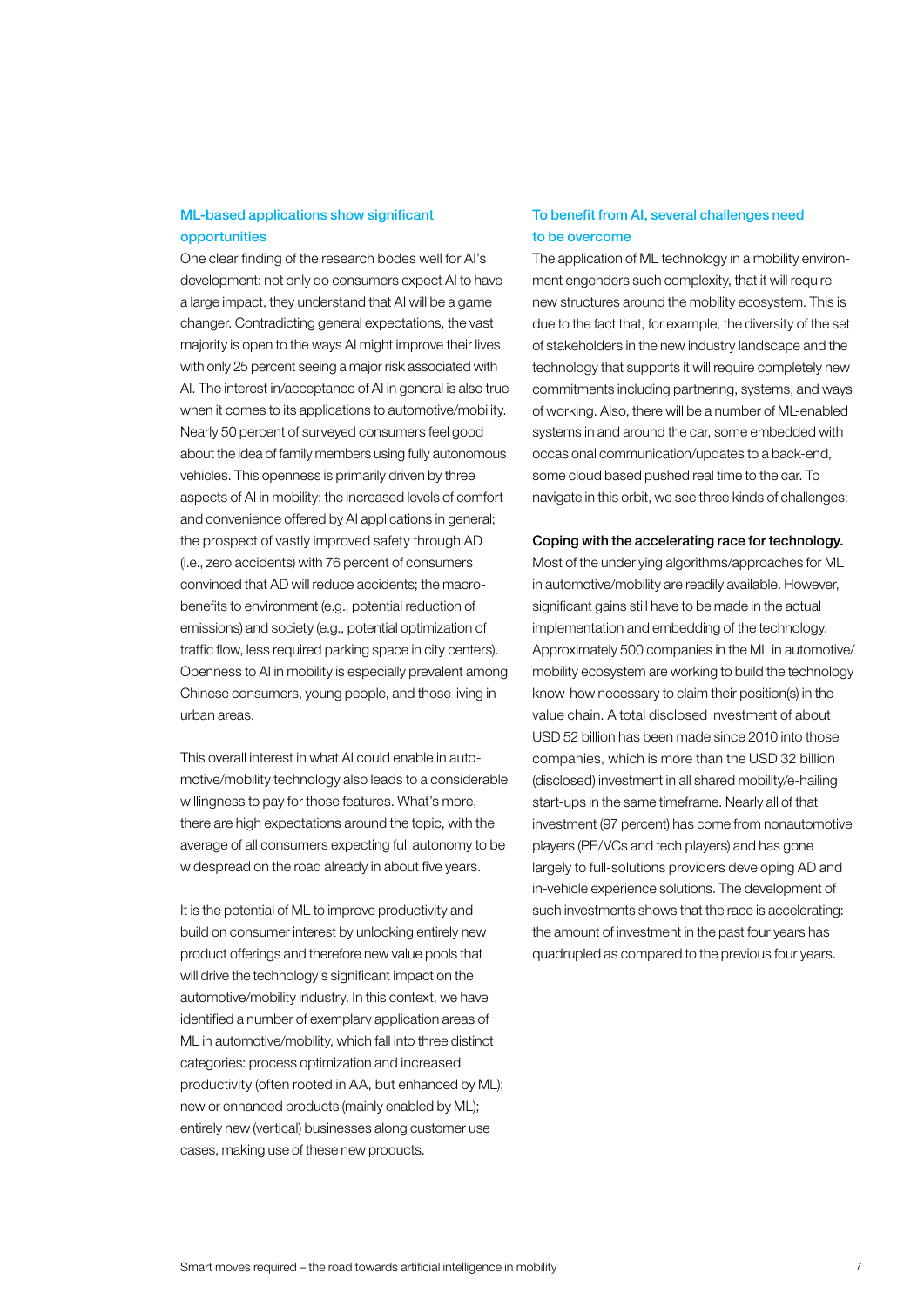## ML-based applications show significant opportunities

One clear finding of the research bodes well for AI's development: not only do consumers expect AI to have a large impact, they understand that AI will be a game changer. Contradicting general expectations, the vast majority is open to the ways AI might improve their lives with only 25 percent seeing a major risk associated with AI. The interest in/acceptance of AI in general is also true when it comes to its applications to automotive/mobility. Nearly 50 percent of surveyed consumers feel good about the idea of family members using fully autonomous vehicles. This openness is primarily driven by three aspects of AI in mobility: the increased levels of comfort and convenience offered by AI applications in general; the prospect of vastly improved safety through AD (i.e., zero accidents) with 76 percent of consumers convinced that AD will reduce accidents; the macro-benefits to environment (e.g., potential reduction of emissions) and society (e.g., potential optimization of traffic flow, less required parking space in city centers). Openness to AI in mobility is especially prevalent among Chinese consumers, young people, and those living in urban areas.

This overall interest in what AI could enable in automotive/mobility technology also leads to a considerable willingness to pay for those features. What's more, there are high expectations around the topic, with the average of all consumers expecting full autonomy to be widespread on the road already in about five years.

It is the potential of ML to improve productivity and build on consumer interest by unlocking entirely new product offerings and therefore new value pools that will drive the technology's significant impact on the automotive/mobility industry. In this context, we have identified a number of exemplary application areas of ML in automotive/mobility, which fall into three distinct categories: process optimization and increased productivity (often rooted in AA, but enhanced by ML); new or enhanced products (mainly enabled by ML); entirely new (vertical) businesses along customer use cases, making use of these new products.

## To benefit from AI, several challenges need to be overcome

The application of ML technology in a mobility environment engenders such complexity, that it will require new structures around the mobility ecosystem. This is due to the fact that, for example, the diversity of the set of stakeholders in the new industry landscape and the technology that supports it will require completely new commitments including partnering, systems, and ways of working. Also, there will be a number of ML-enabled systems in and around the car, some embedded with occasional communication/updates to a back-end, some cloud based pushed real time to the car. To navigate in this orbit, we see three kinds of challenges:

**Coping with the accelerating race for technology.** Most of the underlying algorithms/approaches for ML in automotive/mobility are readily available. However, significant gains still have to be made in the actual implementation and embedding of the technology. Approximately 500 companies in the ML in automotive/mobility ecosystem are working to build the technology know-how necessary to claim their position(s) in the value chain. A total disclosed investment of about USD 52 billion has been made since 2010 into those companies, which is more than the USD 32 billion (disclosed) investment in all shared mobility/e-hailing start-ups in the same timeframe. Nearly all of that investment (97 percent) has come from nonautomotive players (PE/VCs and tech players) and has gone largely to full-solutions providers developing AD and in-vehicle experience solutions. The development of such investments shows that the race is accelerating: the amount of investment in the past four years has quadrupled as compared to the previous four years.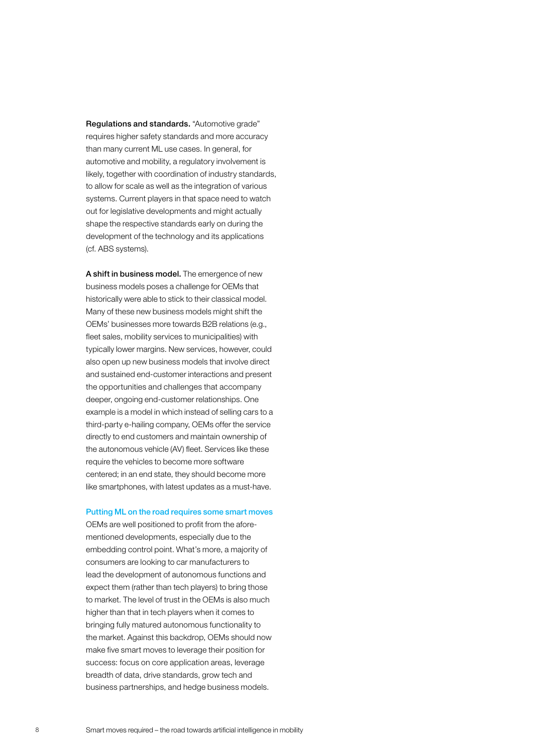**Regulations and standards.** "Automotive grade" requires higher safety standards and more accuracy than many current ML use cases. In general, for automotive and mobility, a regulatory involvement is likely, together with coordination of industry standards, to allow for scale as well as the integration of various systems. Current players in that space need to watch out for legislative developments and might actually shape the respective standards early on during the development of the technology and its applications (cf. ABS systems).

**A shift in business model.** The emergence of new business models poses a challenge for OEMs that historically were able to stick to their classical model. Many of these new business models might shift the OEMs' businesses more towards B2B relations (e.g., fleet sales, mobility services to municipalities) with typically lower margins. New services, however, could also open up new business models that involve direct and sustained end-customer interactions and present the opportunities and challenges that accompany deeper, ongoing end-customer relationships. One example is a model in which instead of selling cars to a third-party e-hailing company, OEMs offer the service directly to end customers and maintain ownership of the autonomous vehicle (AV) fleet. Services like these require the vehicles to become more software centered; in an end state, they should become more like smartphones, with latest updates as a must-have.

## Putting ML on the road requires some smart moves

OEMs are well positioned to profit from the aforementioned developments, especially due to the embedding control point. What's more, a majority of consumers are looking to car manufacturers to lead the development of autonomous functions and expect them (rather than tech players) to bring those to market. The level of trust in the OEMs is also much higher than that in tech players when it comes to bringing fully matured autonomous functionality to the market. Against this backdrop, OEMs should now make five smart moves to leverage their position for success: focus on core application areas, leverage breadth of data, drive standards, grow tech and business partnerships, and hedge business models.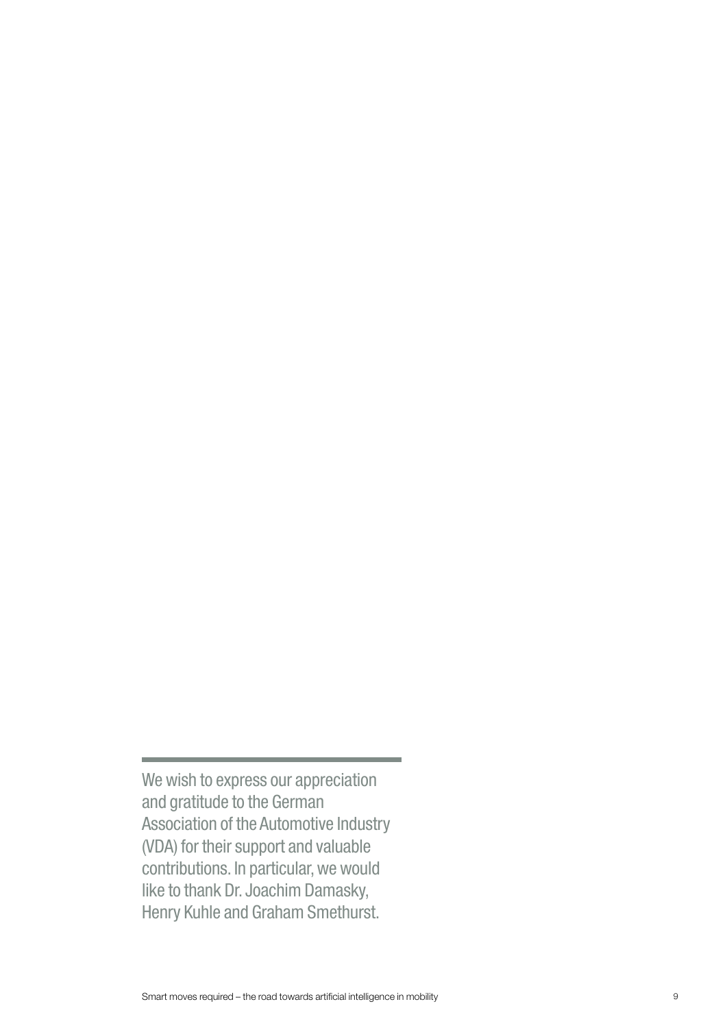We wish to express our appreciation and gratitude to the German Association of the Automotive Industry (VDA) for their support and valuable contributions. In particular, we would like to thank Dr. Joachim Damasky, Henry Kuhle and Graham Smethurst.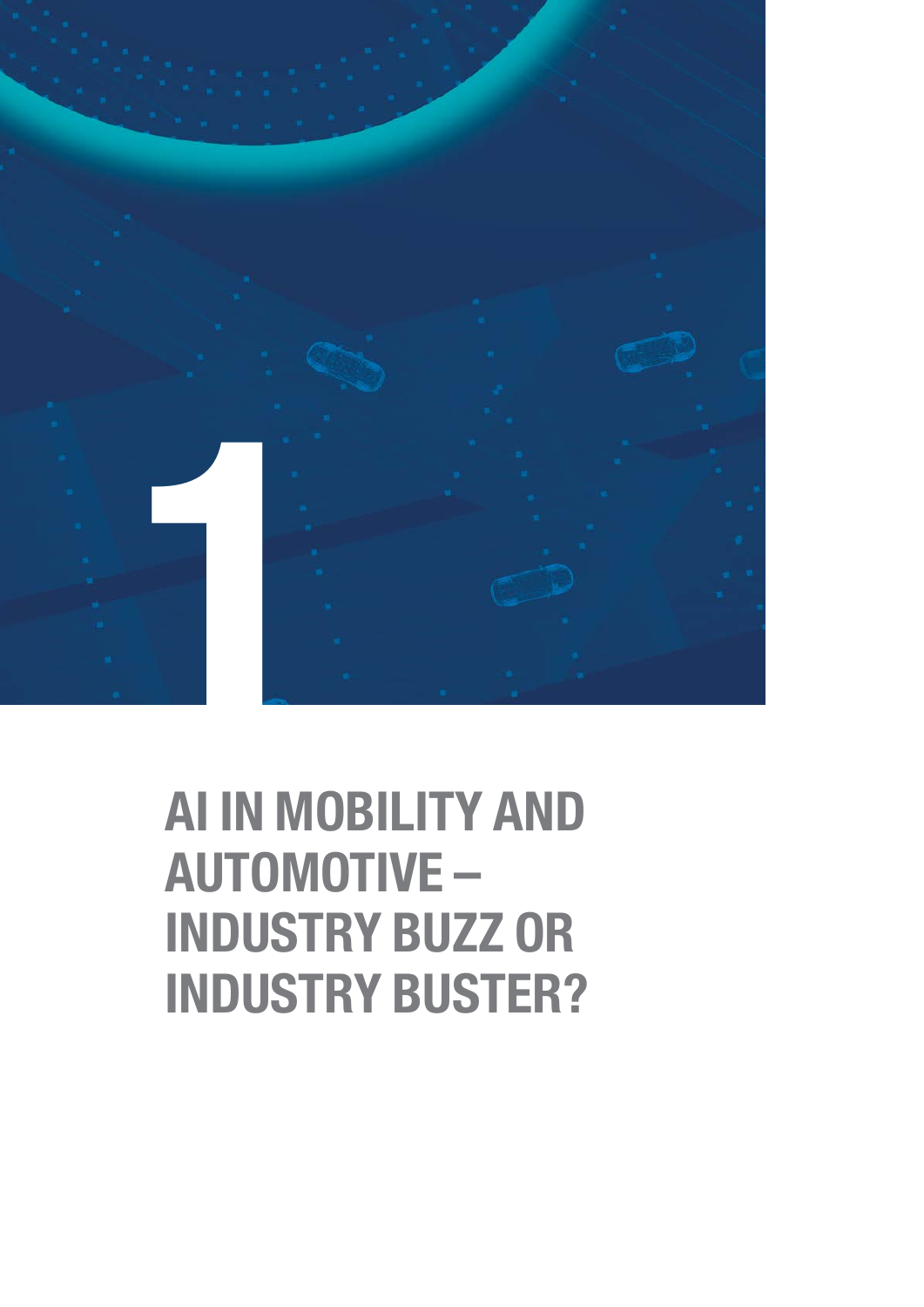# 1

# AI IN MOBILITY AND AUTOMOTIVE – INDUSTRY BUZZ OR INDUSTRY BUSTER?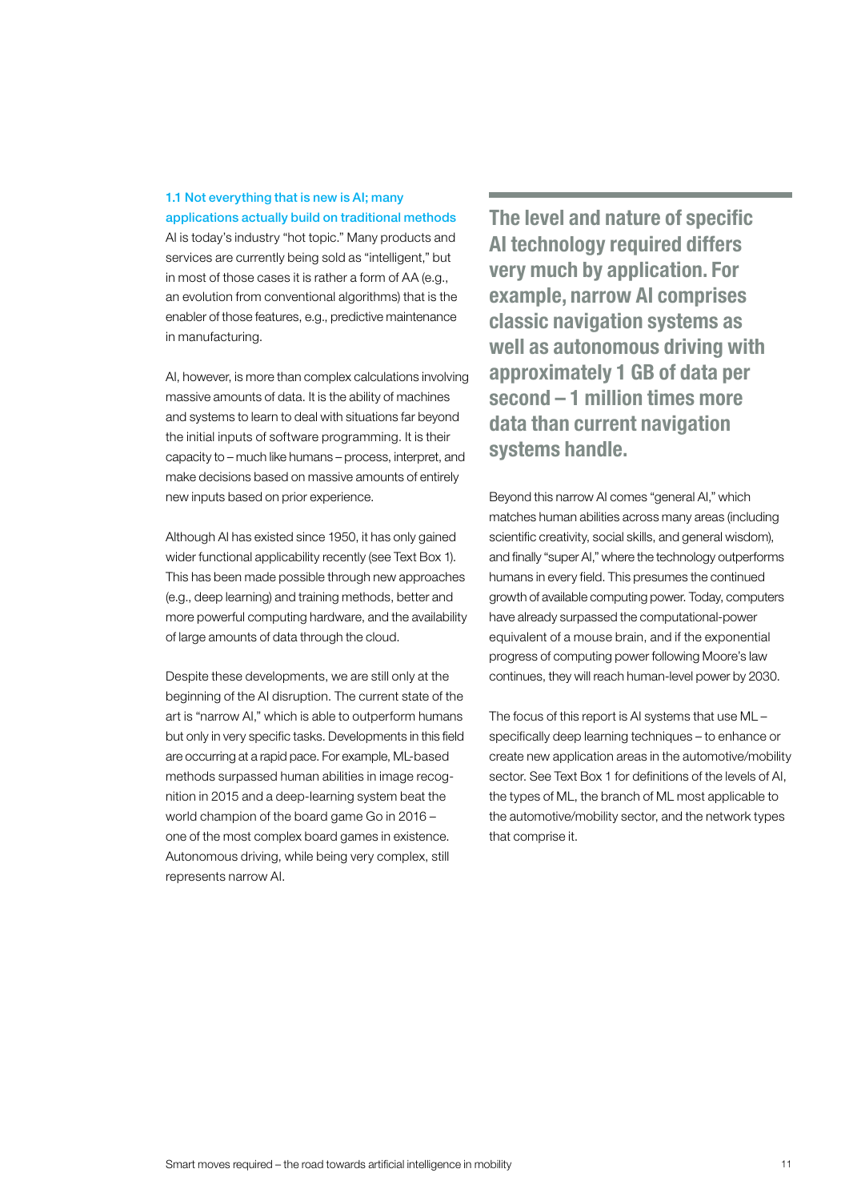### 1.1 Not everything that is new is AI; many applications actually build on traditional methods

AI is today's industry "hot topic." Many products and services are currently being sold as "intelligent," but in most of those cases it is rather a form of AA (e.g., an evolution from conventional algorithms) that is the enabler of those features, e.g., predictive maintenance in manufacturing.

AI, however, is more than complex calculations involving massive amounts of data. It is the ability of machines and systems to learn to deal with situations far beyond the initial inputs of software programming. It is their capacity to – much like humans – process, interpret, and make decisions based on massive amounts of entirely new inputs based on prior experience.

Although AI has existed since 1950, it has only gained wider functional applicability recently (see Text Box 1). This has been made possible through new approaches (e.g., deep learning) and training methods, better and more powerful computing hardware, and the availability of large amounts of data through the cloud.

Despite these developments, we are still only at the beginning of the AI disruption. The current state of the art is "narrow AI," which is able to outperform humans but only in very specific tasks. Developments in this field are occurring at a rapid pace. For example, ML-based methods surpassed human abilities in image recognition in 2015 and a deep-learning system beat the world champion of the board game Go in 2016 – one of the most complex board games in existence. Autonomous driving, while being very complex, still represents narrow AI.

**The level and nature of specific AI technology required differs very much by application. For example, narrow AI comprises classic navigation systems as well as autonomous driving with approximately 1 GB of data per second – 1 million times more data than current navigation systems handle.**

Beyond this narrow AI comes "general AI," which matches human abilities across many areas (including scientific creativity, social skills, and general wisdom), and finally "super AI," where the technology outperforms humans in every field. This presumes the continued growth of available computing power. Today, computers have already surpassed the computational-power equivalent of a mouse brain, and if the exponential progress of computing power following Moore's law continues, they will reach human-level power by 2030.

The focus of this report is AI systems that use ML – specifically deep learning techniques – to enhance or create new application areas in the automotive/mobility sector. See Text Box 1 for definitions of the levels of AI, the types of ML, the branch of ML most applicable to the automotive/mobility sector, and the network types that comprise it.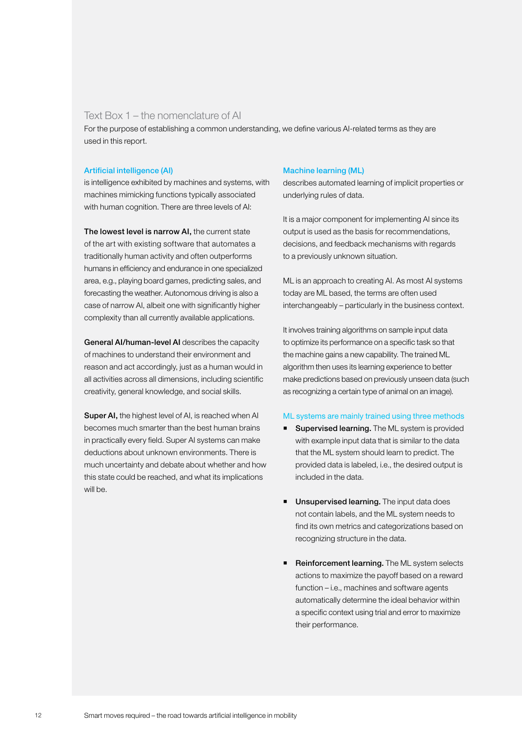## Text Box 1 – the nomenclature of AI

For the purpose of establishing a common understanding, we define various AI-related terms as they are used in this report.

### Artificial intelligence (AI)

is intelligence exhibited by machines and systems, with machines mimicking functions typically associated with human cognition. There are three levels of AI:

**The lowest level is narrow AI,** the current state of the art with existing software that automates a traditionally human activity and often outperforms humans in efficiency and endurance in one specialized area, e.g., playing board games, predicting sales, and forecasting the weather. Autonomous driving is also a case of narrow AI, albeit one with significantly higher complexity than all currently available applications.

**General AI/human-level AI** describes the capacity of machines to understand their environment and reason and act accordingly, just as a human would in all activities across all dimensions, including scientific creativity, general knowledge, and social skills.

**Super AI,** the highest level of AI, is reached when AI becomes much smarter than the best human brains in practically every field. Super AI systems can make deductions about unknown environments. There is much uncertainty and debate about whether and how this state could be reached, and what its implications will be.

### Machine learning (ML)

describes automated learning of implicit properties or underlying rules of data.

It is a major component for implementing AI since its output is used as the basis for recommendations, decisions, and feedback mechanisms with regards to a previously unknown situation.

ML is an approach to creating AI. As most AI systems today are ML based, the terms are often used interchangeably – particularly in the business context.

It involves training algorithms on sample input data to optimize its performance on a specific task so that the machine gains a new capability. The trained ML algorithm then uses its learning experience to better make predictions based on previously unseen data (such as recognizing a certain type of animal on an image).

### ML systems are mainly trained using three methods

- **Supervised learning.** The ML system is provided with example input data that is similar to the data that the ML system should learn to predict. The provided data is labeled, i.e., the desired output is included in the data.
- **Unsupervised learning.** The input data does not contain labels, and the ML system needs to find its own metrics and categorizations based on recognizing structure in the data.
- **Reinforcement learning.** The ML system selects actions to maximize the payoff based on a reward function – i.e., machines and software agents automatically determine the ideal behavior within a specific context using trial and error to maximize their performance.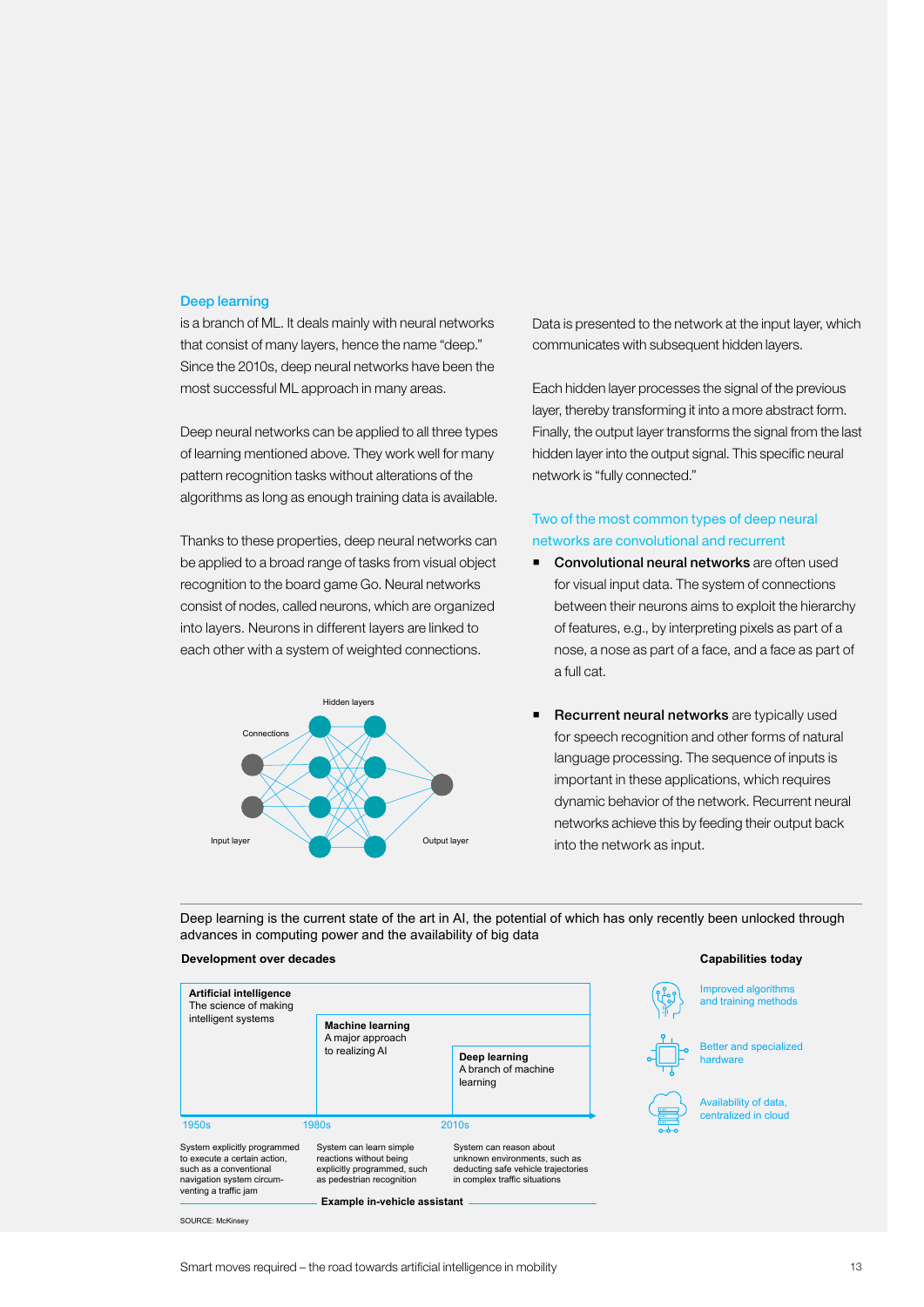## Deep learning

is a branch of ML. It deals mainly with neural networks that consist of many layers, hence the name "deep." Since the 2010s, deep neural networks have been the most successful ML approach in many areas.

Deep neural networks can be applied to all three types of learning mentioned above. They work well for many pattern recognition tasks without alterations of the algorithms as long as enough training data is available.

Thanks to these properties, deep neural networks can be applied to a broad range of tasks from visual object recognition to the board game Go. Neural networks consist of nodes, called neurons, which are organized into layers. Neurons in different layers are linked to each other with a system of weighted connections.

Hidden layers

Connections

Input layer

Output layer

Data is presented to the network at the input layer, which communicates with subsequent hidden layers.

Each hidden layer processes the signal of the previous layer, thereby transforming it into a more abstract form. Finally, the output layer transforms the signal from the last hidden layer into the output signal. This specific neural network is "fully connected."

### Two of the most common types of deep neural networks are convolutional and recurrent

- **Convolutional neural networks** are often used for visual input data. The system of connections between their neurons aims to exploit the hierarchy of features, e.g., by interpreting pixels as part of a nose, a nose as part of a face, and a face as part of a full cat.

- **Recurrent neural networks** are typically used for speech recognition and other forms of natural language processing. The sequence of inputs is important in these applications, which requires dynamic behavior of the network. Recurrent neural networks achieve this by feeding their output back into the network as input.

Deep learning is the current state of the art in AI, the potential of which has only recently been unlocked through advances in computing power and the availability of big data

**Development over decades**

**Artificial intelligence**
The science of making intelligent systems

**Machine learning**
A major approach to realizing AI

**Deep learning**
A branch of machine learning

| 1950s | 1980s | 2010s |
|---|---|---|
| System explicitly programmed to execute a certain action, such as a conventional navigation system circum-venting a traffic jam | System can learn simple reactions without being explicitly programmed, such as pedestrian recognition | System can reason about unknown environments, such as deducting safe vehicle trajectories in complex traffic situations |

**Example in-vehicle assistant**

**Capabilities today**

- Improved algorithms and training methods
- Better and specialized hardware
- Availability of data, centralized in cloud

SOURCE: McKinsey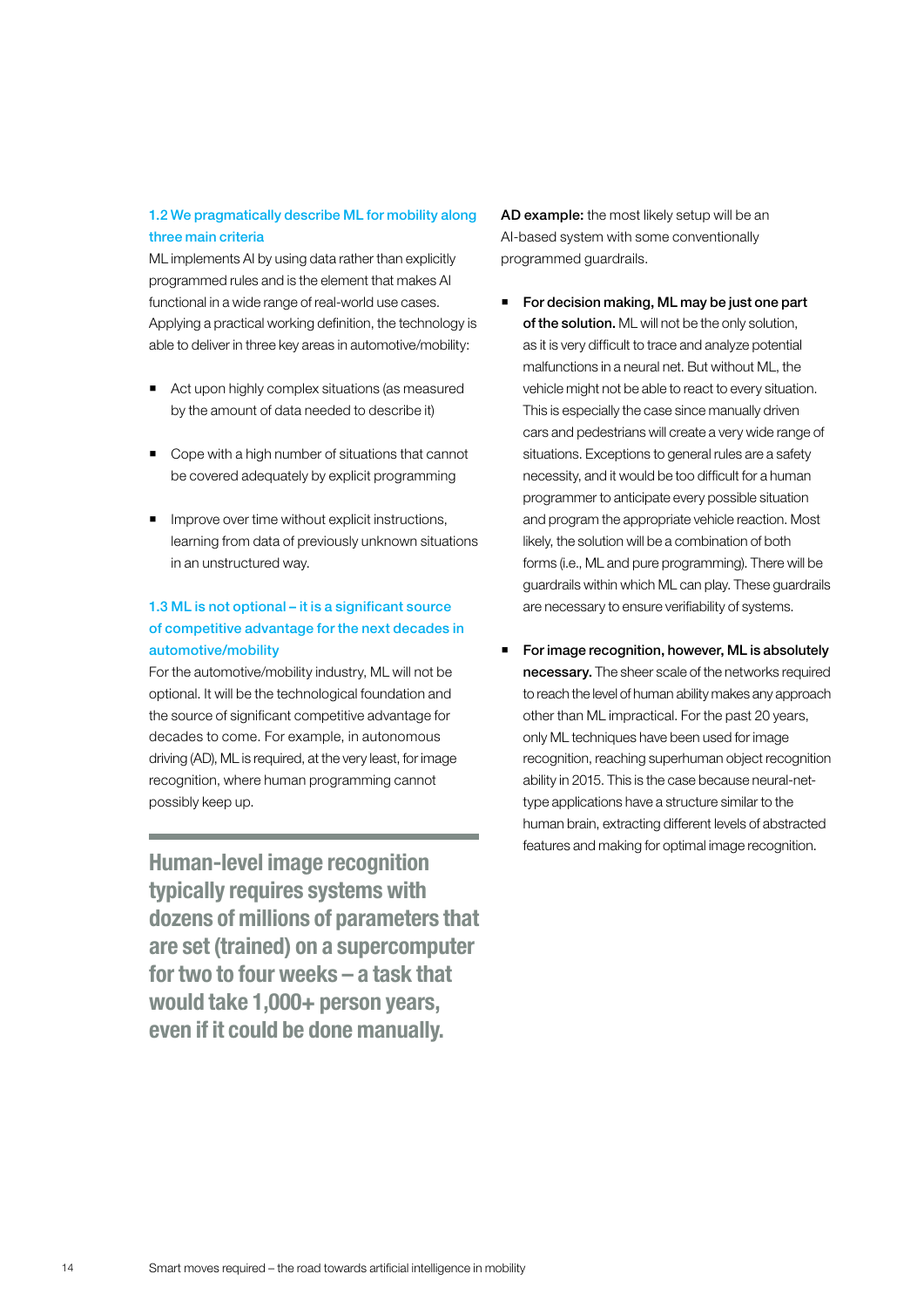### 1.2 We pragmatically describe ML for mobility along three main criteria

ML implements AI by using data rather than explicitly programmed rules and is the element that makes AI functional in a wide range of real-world use cases. Applying a practical working definition, the technology is able to deliver in three key areas in automotive/mobility:

- Act upon highly complex situations (as measured by the amount of data needed to describe it)
- Cope with a high number of situations that cannot be covered adequately by explicit programming
- Improve over time without explicit instructions, learning from data of previously unknown situations in an unstructured way.

### 1.3 ML is not optional – it is a significant source of competitive advantage for the next decades in automotive/mobility

For the automotive/mobility industry, ML will not be optional. It will be the technological foundation and the source of significant competitive advantage for decades to come. For example, in autonomous driving (AD), ML is required, at the very least, for image recognition, where human programming cannot possibly keep up.

**Human-level image recognition typically requires systems with dozens of millions of parameters that are set (trained) on a supercomputer for two to four weeks – a task that would take 1,000+ person years, even if it could be done manually.**

**AD example:** the most likely setup will be an AI-based system with some conventionally programmed guardrails.

- **For decision making, ML may be just one part of the solution.** ML will not be the only solution, as it is very difficult to trace and analyze potential malfunctions in a neural net. But without ML, the vehicle might not be able to react to every situation. This is especially the case since manually driven cars and pedestrians will create a very wide range of situations. Exceptions to general rules are a safety necessity, and it would be too difficult for a human programmer to anticipate every possible situation and program the appropriate vehicle reaction. Most likely, the solution will be a combination of both forms (i.e., ML and pure programming). There will be guardrails within which ML can play. These guardrails are necessary to ensure verifiability of systems.
- **For image recognition, however, ML is absolutely necessary.** The sheer scale of the networks required to reach the level of human ability makes any approach other than ML impractical. For the past 20 years, only ML techniques have been used for image recognition, reaching superhuman object recognition ability in 2015. This is the case because neural-net-type applications have a structure similar to the human brain, extracting different levels of abstracted features and making for optimal image recognition.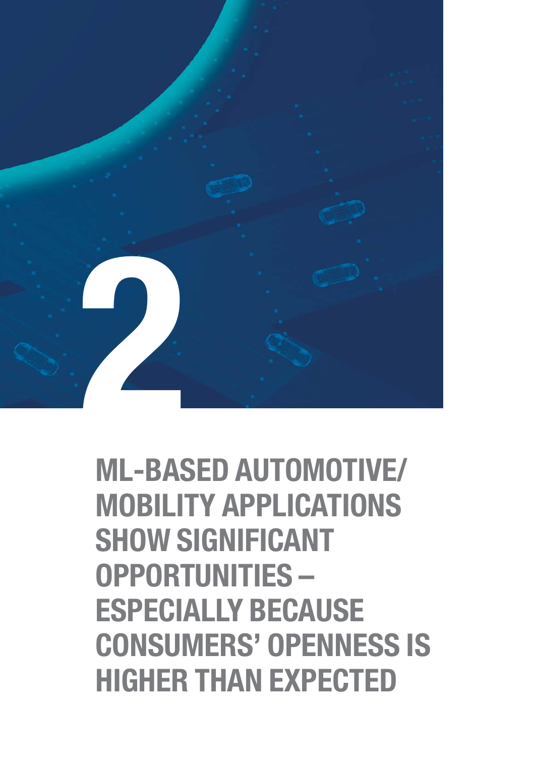# 2

## ML-BASED AUTOMOTIVE/ MOBILITY APPLICATIONS SHOW SIGNIFICANT OPPORTUNITIES – ESPECIALLY BECAUSE CONSUMERS' OPENNESS IS HIGHER THAN EXPECTED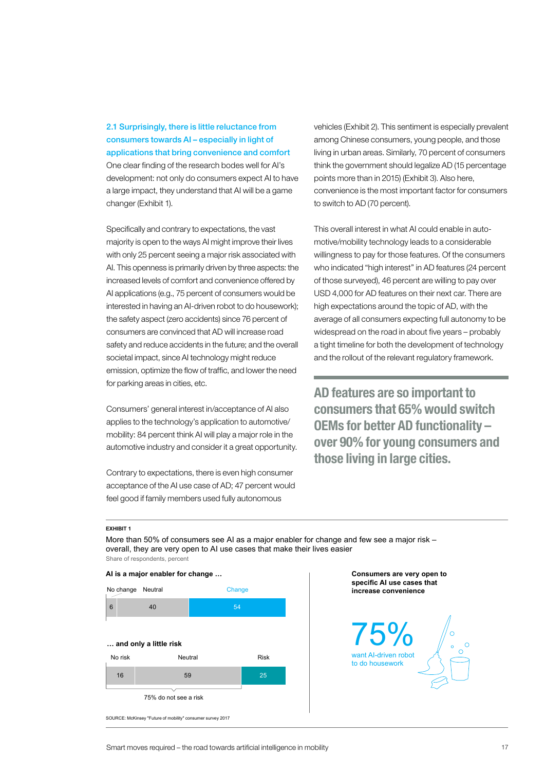### 2.1 Surprisingly, there is little reluctance from consumers towards AI – especially in light of applications that bring convenience and comfort

One clear finding of the research bodes well for AI's development: not only do consumers expect AI to have a large impact, they understand that AI will be a game changer (Exhibit 1).

Specifically and contrary to expectations, the vast majority is open to the ways AI might improve their lives with only 25 percent seeing a major risk associated with AI. This openness is primarily driven by three aspects: the increased levels of comfort and convenience offered by AI applications (e.g., 75 percent of consumers would be interested in having an AI-driven robot to do housework); the safety aspect (zero accidents) since 76 percent of consumers are convinced that AD will increase road safety and reduce accidents in the future; and the overall societal impact, since AI technology might reduce emission, optimize the flow of traffic, and lower the need for parking areas in cities, etc.

Consumers' general interest in/acceptance of AI also applies to the technology's application to automotive/mobility: 84 percent think AI will play a major role in the automotive industry and consider it a great opportunity.

Contrary to expectations, there is even high consumer acceptance of the AI use case of AD; 47 percent would feel good if family members used fully autonomous vehicles (Exhibit 2). This sentiment is especially prevalent among Chinese consumers, young people, and those living in urban areas. Similarly, 70 percent of consumers think the government should legalize AD (15 percentage points more than in 2015) (Exhibit 3). Also here, convenience is the most important factor for consumers to switch to AD (70 percent).

This overall interest in what AI could enable in automotive/mobility technology leads to a considerable willingness to pay for those features. Of the consumers who indicated "high interest" in AD features (24 percent of those surveyed), 46 percent are willing to pay over USD 4,000 for AD features on their next car. There are high expectations around the topic of AD, with the average of all consumers expecting full autonomy to be widespread on the road in about five years – probably a tight timeline for both the development of technology and the rollout of the relevant regulatory framework.

**AD features are so important to consumers that 65% would switch OEMs for better AD functionality – over 90% for young consumers and those living in large cities.**

**EXHIBIT 1**

More than 50% of consumers see AI as a major enabler for change and few see a major risk – overall, they are very open to AI use cases that make their lives easier

Share of respondents, percent

**AI is a major enabler for change …**

| No change | Neutral | Change |
|---|---|---|
| 6 | 40 | 54 |

**… and only a little risk**

| No risk | Neutral | Risk |
|---|---|---|
| 16 | 59 | 25 |

75% do not see a risk

**Consumers are very open to specific AI use cases that increase convenience**

75% want AI-driven robot to do housework

SOURCE: McKinsey "Future of mobility" consumer survey 2017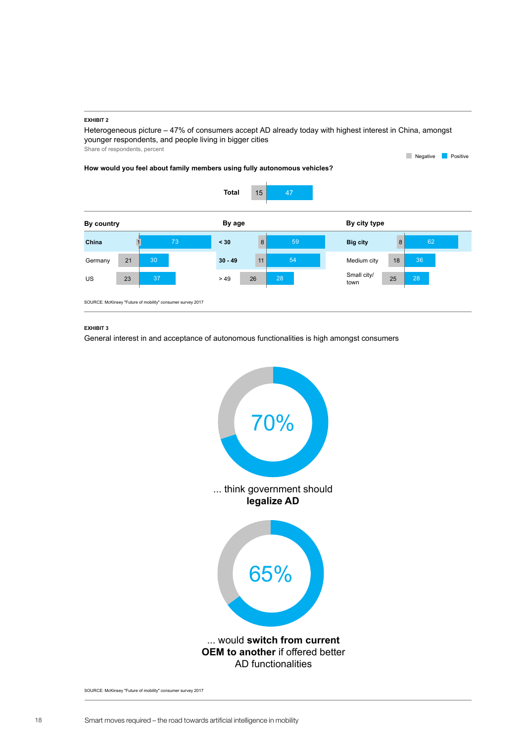**EXHIBIT 2**

Heterogeneous picture – 47% of consumers accept AD already today with highest interest in China, amongst younger respondents, and people living in bigger cities

Share of respondents, percent

**How would you feel about family members using fully autonomous vehicles?**

| | Negative | Positive |
|---|---|---|
| **Total** | 15 | 47 |

**By country**

| | Negative | Positive |
|---|---|---|
| **China** | 1 | 73 |
| Germany | 21 | 30 |
| US | 23 | 37 |

**By age**

| | Negative | Positive |
|---|---|---|
| **< 30** | 8 | 59 |
| **30 - 49** | 11 | 54 |
| > 49 | 26 | 28 |

**By city type**

| | Negative | Positive |
|---|---|---|
| **Big city** | 8 | 62 |
| Medium city | 18 | 36 |
| Small city/ town | 25 | 28 |

SOURCE: McKinsey "Future of mobility" consumer survey 2017

**EXHIBIT 3**

General interest in and acceptance of autonomous functionalities is high amongst consumers

70%

... think government should **legalize AD**

65%

... would **switch from current OEM to another** if offered better AD functionalities

SOURCE: McKinsey "Future of mobility" consumer survey 2017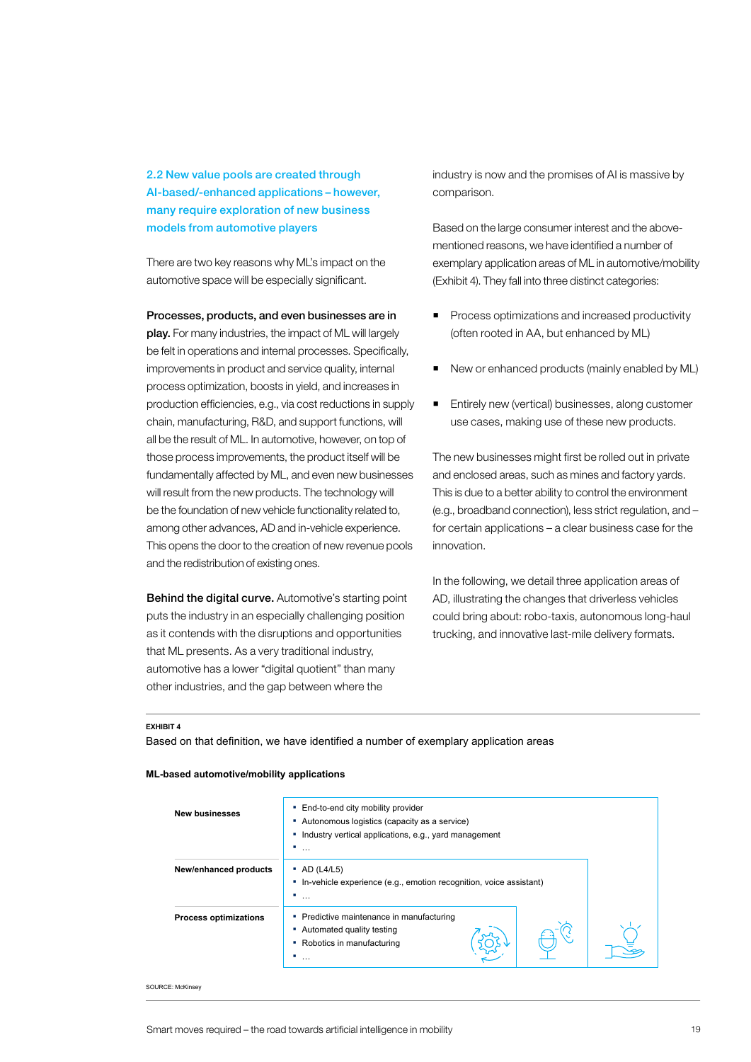## 2.2 New value pools are created through AI-based/-enhanced applications – however, many require exploration of new business models from automotive players

There are two key reasons why ML's impact on the automotive space will be especially significant.

**Processes, products, and even businesses are in play.** For many industries, the impact of ML will largely be felt in operations and internal processes. Specifically, improvements in product and service quality, internal process optimization, boosts in yield, and increases in production efficiencies, e.g., via cost reductions in supply chain, manufacturing, R&D, and support functions, will all be the result of ML. In automotive, however, on top of those process improvements, the product itself will be fundamentally affected by ML, and even new businesses will result from the new products. The technology will be the foundation of new vehicle functionality related to, among other advances, AD and in-vehicle experience. This opens the door to the creation of new revenue pools and the redistribution of existing ones.

**Behind the digital curve.** Automotive's starting point puts the industry in an especially challenging position as it contends with the disruptions and opportunities that ML presents. As a very traditional industry, automotive has a lower "digital quotient" than many other industries, and the gap between where the industry is now and the promises of AI is massive by comparison.

Based on the large consumer interest and the above-mentioned reasons, we have identified a number of exemplary application areas of ML in automotive/mobility (Exhibit 4). They fall into three distinct categories:

- Process optimizations and increased productivity (often rooted in AA, but enhanced by ML)
- New or enhanced products (mainly enabled by ML)
- Entirely new (vertical) businesses, along customer use cases, making use of these new products.

The new businesses might first be rolled out in private and enclosed areas, such as mines and factory yards. This is due to a better ability to control the environment (e.g., broadband connection), less strict regulation, and – for certain applications – a clear business case for the innovation.

In the following, we detail three application areas of AD, illustrating the changes that driverless vehicles could bring about: robo-taxis, autonomous long-haul trucking, and innovative last-mile delivery formats.

**EXHIBIT 4**

Based on that definition, we have identified a number of exemplary application areas

**ML-based automotive/mobility applications**

| Category | Applications |
|---|---|
| **New businesses** | ▪ End-to-end city mobility provider<br>▪ Autonomous logistics (capacity as a service)<br>▪ Industry vertical applications, e.g., yard management<br>▪ … |
| **New/enhanced products** | ▪ AD (L4/L5)<br>▪ In-vehicle experience (e.g., emotion recognition, voice assistant)<br>▪ … |
| **Process optimizations** | ▪ Predictive maintenance in manufacturing<br>▪ Automated quality testing<br>▪ Robotics in manufacturing<br>▪ … |

SOURCE: McKinsey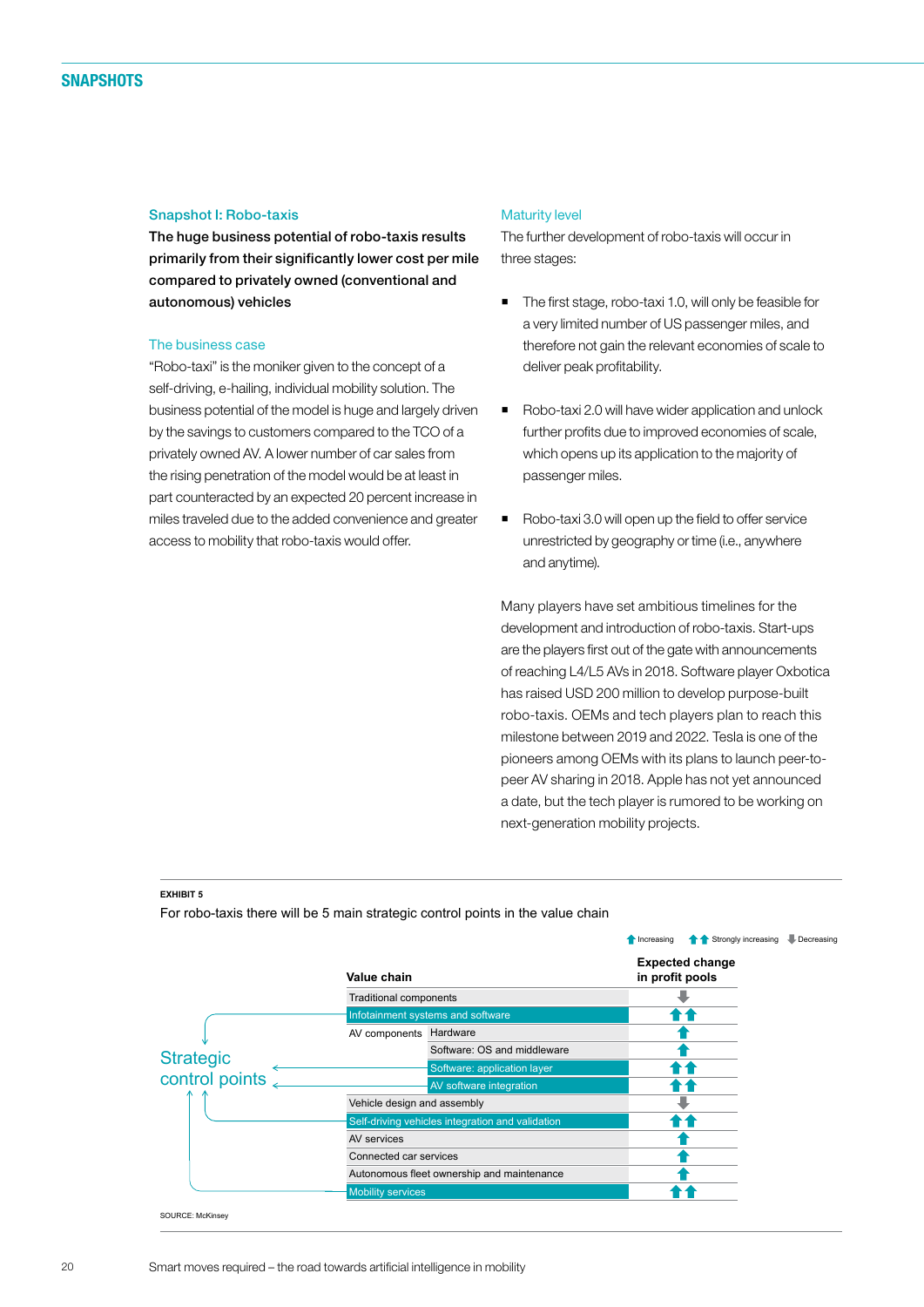## SNAPSHOTS

### Snapshot I: Robo-taxis

**The huge business potential of robo-taxis results primarily from their significantly lower cost per mile compared to privately owned (conventional and autonomous) vehicles**

#### The business case

“Robo-taxi” is the moniker given to the concept of a self-driving, e-hailing, individual mobility solution. The business potential of the model is huge and largely driven by the savings to customers compared to the TCO of a privately owned AV. A lower number of car sales from the rising penetration of the model would be at least in part counteracted by an expected 20 percent increase in miles traveled due to the added convenience and greater access to mobility that robo-taxis would offer.

#### Maturity level

The further development of robo-taxis will occur in three stages:

- The first stage, robo-taxi 1.0, will only be feasible for a very limited number of US passenger miles, and therefore not gain the relevant economies of scale to deliver peak profitability.
- Robo-taxi 2.0 will have wider application and unlock further profits due to improved economies of scale, which opens up its application to the majority of passenger miles.
- Robo-taxi 3.0 will open up the field to offer service unrestricted by geography or time (i.e., anywhere and anytime).

Many players have set ambitious timelines for the development and introduction of robo-taxis. Start-ups are the players first out of the gate with announcements of reaching L4/L5 AVs in 2018. Software player Oxbotica has raised USD 200 million to develop purpose-built robo-taxis. OEMs and tech players plan to reach this milestone between 2019 and 2022. Tesla is one of the pioneers among OEMs with its plans to launch peer-to-peer AV sharing in 2018. Apple has not yet announced a date, but the tech player is rumored to be working on next-generation mobility projects.

**EXHIBIT 5**

For robo-taxis there will be 5 main strategic control points in the value chain

Legend: ↑ Increasing; ↑↑ Strongly increasing; ↓ Decreasing

| Value chain | | Expected change in profit pools | Strategic control point |
|---|---|---|---|
| Traditional components | | ↓ | |
| Infotainment systems and software | | ↑↑ | Yes |
| AV components | Hardware | ↑ | |
| | Software: OS and middleware | ↑ | |
| | Software: application layer | ↑↑ | Yes |
| | AV software integration | ↑↑ | Yes |
| Vehicle design and assembly | | ↓ | |
| Self-driving vehicles integration and validation | | ↑↑ | Yes |
| AV services | | ↑ | |
| Connected car services | | ↑ | |
| Autonomous fleet ownership and maintenance | | ↑ | |
| Mobility services | | ↑↑ | Yes |

SOURCE: McKinsey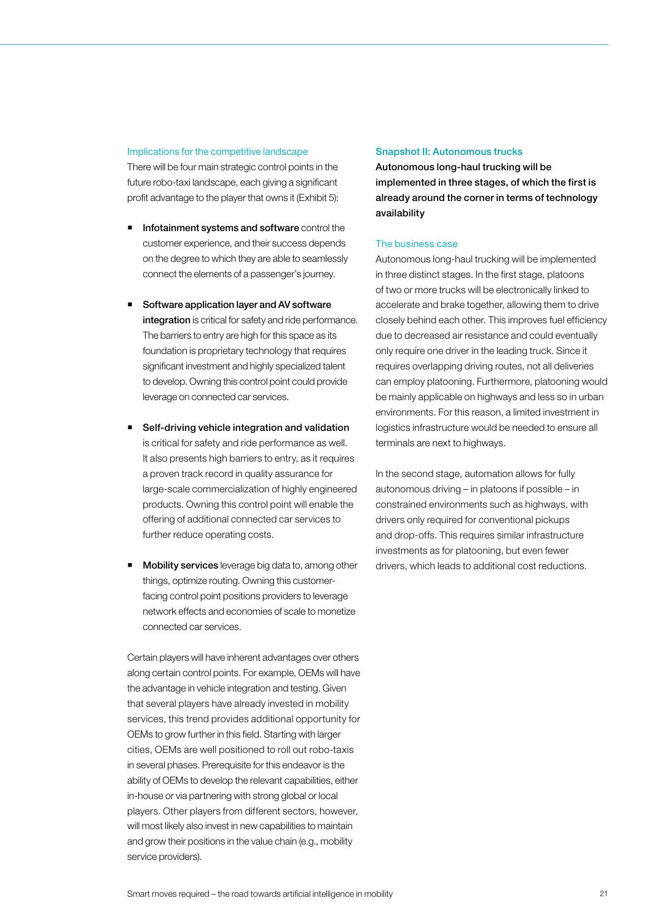### Implications for the competitive landscape

There will be four main strategic control points in the future robo-taxi landscape, each giving a significant profit advantage to the player that owns it (Exhibit 5):

- **Infotainment systems and software** control the customer experience, and their success depends on the degree to which they are able to seamlessly connect the elements of a passenger's journey.

- **Software application layer and AV software integration** is critical for safety and ride performance. The barriers to entry are high for this space as its foundation is proprietary technology that requires significant investment and highly specialized talent to develop. Owning this control point could provide leverage on connected car services.

- **Self-driving vehicle integration and validation** is critical for safety and ride performance as well. It also presents high barriers to entry, as it requires a proven track record in quality assurance for large-scale commercialization of highly engineered products. Owning this control point will enable the offering of additional connected car services to further reduce operating costs.

- **Mobility services** leverage big data to, among other things, optimize routing. Owning this customer-facing control point positions providers to leverage network effects and economies of scale to monetize connected car services.

Certain players will have inherent advantages over others along certain control points. For example, OEMs will have the advantage in vehicle integration and testing. Given that several players have already invested in mobility services, this trend provides additional opportunity for OEMs to grow further in this field. Starting with larger cities, OEMs are well positioned to roll out robo-taxis in several phases. Prerequisite for this endeavor is the ability of OEMs to develop the relevant capabilities, either in-house or via partnering with strong global or local players. Other players from different sectors, however, will most likely also invest in new capabilities to maintain and grow their positions in the value chain (e.g., mobility service providers).

## Snapshot II: Autonomous trucks

**Autonomous long-haul trucking will be implemented in three stages, of which the first is already around the corner in terms of technology availability**

### The business case

Autonomous long-haul trucking will be implemented in three distinct stages. In the first stage, platoons of two or more trucks will be electronically linked to accelerate and brake together, allowing them to drive closely behind each other. This improves fuel efficiency due to decreased air resistance and could eventually only require one driver in the leading truck. Since it requires overlapping driving routes, not all deliveries can employ platooning. Furthermore, platooning would be mainly applicable on highways and less so in urban environments. For this reason, a limited investment in logistics infrastructure would be needed to ensure all terminals are next to highways.

In the second stage, automation allows for fully autonomous driving – in platoons if possible – in constrained environments such as highways, with drivers only required for conventional pickups and drop-offs. This requires similar infrastructure investments as for platooning, but even fewer drivers, which leads to additional cost reductions.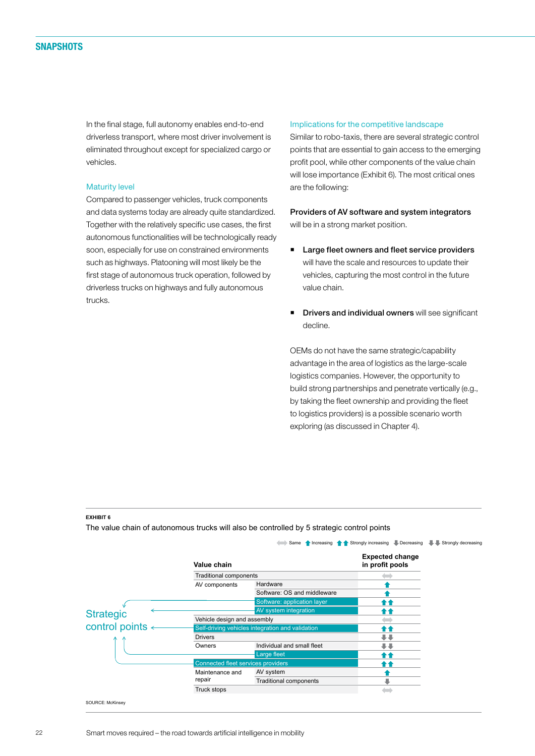In the final stage, full autonomy enables end-to-end driverless transport, where most driver involvement is eliminated throughout except for specialized cargo or vehicles.

### Maturity level

Compared to passenger vehicles, truck components and data systems today are already quite standardized. Together with the relatively specific use cases, the first autonomous functionalities will be technologically ready soon, especially for use on constrained environments such as highways. Platooning will most likely be the first stage of autonomous truck operation, followed by driverless trucks on highways and fully autonomous trucks.

### Implications for the competitive landscape

Similar to robo-taxis, there are several strategic control points that are essential to gain access to the emerging profit pool, while other components of the value chain will lose importance (Exhibit 6). The most critical ones are the following:

**Providers of AV software and system integrators** will be in a strong market position.

- **Large fleet owners and fleet service providers** will have the scale and resources to update their vehicles, capturing the most control in the future value chain.
- **Drivers and individual owners** will see significant decline.

OEMs do not have the same strategic/capability advantage in the area of logistics as the large-scale logistics companies. However, the opportunity to build strong partnerships and penetrate vertically (e.g., by taking the fleet ownership and providing the fleet to logistics providers) is a possible scenario worth exploring (as discussed in Chapter 4).

**EXHIBIT 6**

The value chain of autonomous trucks will also be controlled by 5 strategic control points

Legend: ⇔ Same; ↑ Increasing; ↑↑ Strongly increasing; ↓ Decreasing; ↓↓ Strongly decreasing

| Value chain | | Expected change in profit pools |
|---|---|---|
| Traditional components | | ⇔ |
| AV components | Hardware | ↑ |
| | Software: OS and middleware | ↑ |
| | Software: application layer (strategic control point) | ↑↑ |
| | AV system integration (strategic control point) | ↑↑ |
| Vehicle design and assembly | | ⇔ |
| Self-driving vehicles integration and validation (strategic control point) | | ↑↑ |
| Drivers | | ↓↓ |
| Owners | Individual and small fleet | ↓↓ |
| | Large fleet (strategic control point) | ↑↑ |
| Connected fleet services providers (strategic control point) | | ↑↑ |
| Maintenance and repair | AV system | ↑ |
| | Traditional components | ↓ |
| Truck stops | | ⇔ |

SOURCE: McKinsey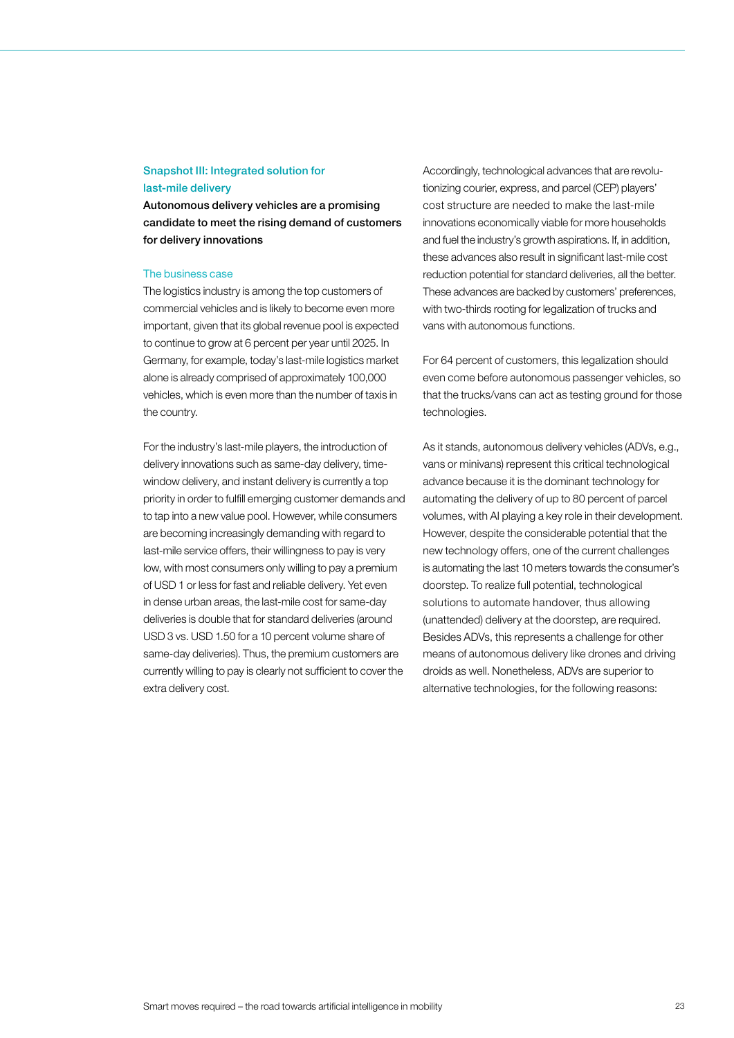## Snapshot III: Integrated solution for last-mile delivery

**Autonomous delivery vehicles are a promising candidate to meet the rising demand of customers for delivery innovations**

### The business case

The logistics industry is among the top customers of commercial vehicles and is likely to become even more important, given that its global revenue pool is expected to continue to grow at 6 percent per year until 2025. In Germany, for example, today's last-mile logistics market alone is already comprised of approximately 100,000 vehicles, which is even more than the number of taxis in the country.

For the industry's last-mile players, the introduction of delivery innovations such as same-day delivery, time-window delivery, and instant delivery is currently a top priority in order to fulfill emerging customer demands and to tap into a new value pool. However, while consumers are becoming increasingly demanding with regard to last-mile service offers, their willingness to pay is very low, with most consumers only willing to pay a premium of USD 1 or less for fast and reliable delivery. Yet even in dense urban areas, the last-mile cost for same-day deliveries is double that for standard deliveries (around USD 3 vs. USD 1.50 for a 10 percent volume share of same-day deliveries). Thus, the premium customers are currently willing to pay is clearly not sufficient to cover the extra delivery cost.

Accordingly, technological advances that are revolutionizing courier, express, and parcel (CEP) players' cost structure are needed to make the last-mile innovations economically viable for more households and fuel the industry's growth aspirations. If, in addition, these advances also result in significant last-mile cost reduction potential for standard deliveries, all the better. These advances are backed by customers' preferences, with two-thirds rooting for legalization of trucks and vans with autonomous functions.

For 64 percent of customers, this legalization should even come before autonomous passenger vehicles, so that the trucks/vans can act as testing ground for those technologies.

As it stands, autonomous delivery vehicles (ADVs, e.g., vans or minivans) represent this critical technological advance because it is the dominant technology for automating the delivery of up to 80 percent of parcel volumes, with AI playing a key role in their development. However, despite the considerable potential that the new technology offers, one of the current challenges is automating the last 10 meters towards the consumer's doorstep. To realize full potential, technological solutions to automate handover, thus allowing (unattended) delivery at the doorstep, are required. Besides ADVs, this represents a challenge for other means of autonomous delivery like drones and driving droids as well. Nonetheless, ADVs are superior to alternative technologies, for the following reasons: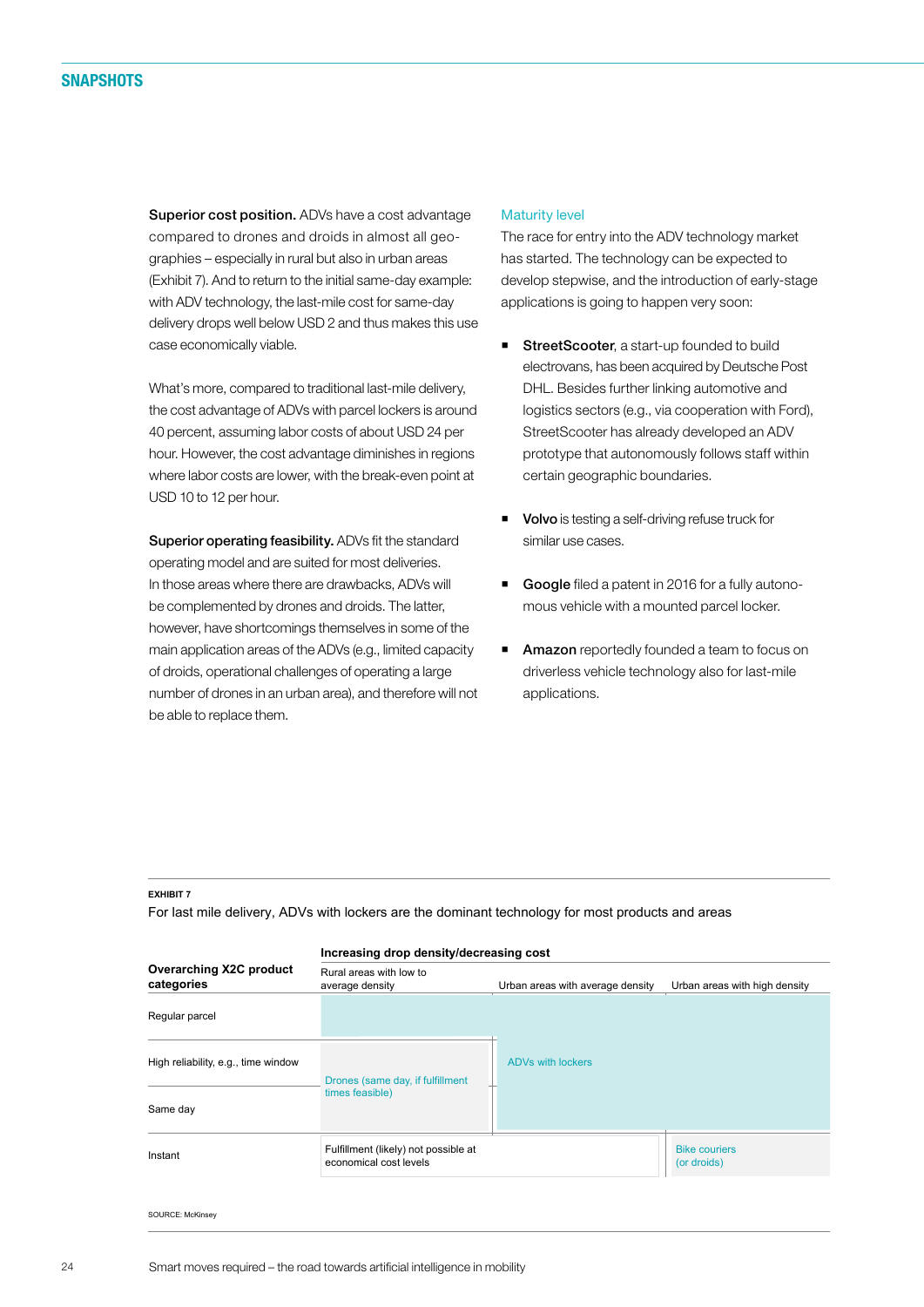**Superior cost position.** ADVs have a cost advantage compared to drones and droids in almost all geographies – especially in rural but also in urban areas (Exhibit 7). And to return to the initial same-day example: with ADV technology, the last-mile cost for same-day delivery drops well below USD 2 and thus makes this use case economically viable.

What's more, compared to traditional last-mile delivery, the cost advantage of ADVs with parcel lockers is around 40 percent, assuming labor costs of about USD 24 per hour. However, the cost advantage diminishes in regions where labor costs are lower, with the break-even point at USD 10 to 12 per hour.

**Superior operating feasibility.** ADVs fit the standard operating model and are suited for most deliveries. In those areas where there are drawbacks, ADVs will be complemented by drones and droids. The latter, however, have shortcomings themselves in some of the main application areas of the ADVs (e.g., limited capacity of droids, operational challenges of operating a large number of drones in an urban area), and therefore will not be able to replace them.

### Maturity level

The race for entry into the ADV technology market has started. The technology can be expected to develop stepwise, and the introduction of early-stage applications is going to happen very soon:

- **StreetScooter**, a start-up founded to build electrovans, has been acquired by Deutsche Post DHL. Besides further linking automotive and logistics sectors (e.g., via cooperation with Ford), StreetScooter has already developed an ADV prototype that autonomously follows staff within certain geographic boundaries.
- **Volvo** is testing a self-driving refuse truck for similar use cases.
- **Google** filed a patent in 2016 for a fully autonomous vehicle with a mounted parcel locker.
- **Amazon** reportedly founded a team to focus on driverless vehicle technology also for last-mile applications.

EXHIBIT 7

For last mile delivery, ADVs with lockers are the dominant technology for most products and areas

| Overarching X2C product categories | Increasing drop density/decreasing cost: Rural areas with low to average density | Urban areas with average density | Urban areas with high density |
|---|---|---|---|
| Regular parcel | ADVs with lockers | ADVs with lockers | ADVs with lockers |
| High reliability, e.g., time window | Drones (same day, if fulfillment times feasible) | ADVs with lockers | ADVs with lockers |
| Same day | Drones (same day, if fulfillment times feasible) | ADVs with lockers | ADVs with lockers |
| Instant | Fulfillment (likely) not possible at economical cost levels | Fulfillment (likely) not possible at economical cost levels | Bike couriers (or droids) |

SOURCE: McKinsey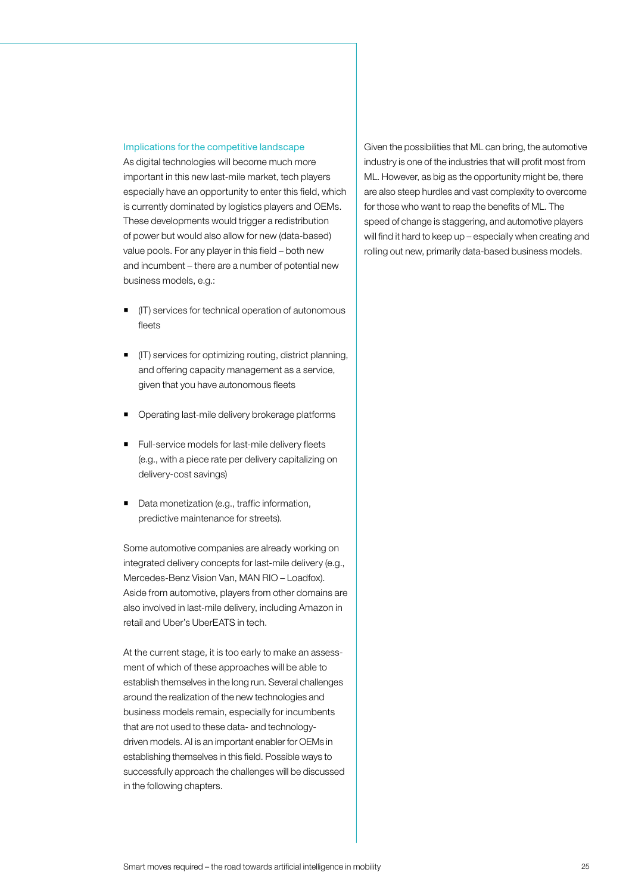### Implications for the competitive landscape

As digital technologies will become much more important in this new last-mile market, tech players especially have an opportunity to enter this field, which is currently dominated by logistics players and OEMs. These developments would trigger a redistribution of power but would also allow for new (data-based) value pools. For any player in this field – both new and incumbent – there are a number of potential new business models, e.g.:

- (IT) services for technical operation of autonomous fleets
- (IT) services for optimizing routing, district planning, and offering capacity management as a service, given that you have autonomous fleets
- Operating last-mile delivery brokerage platforms
- Full-service models for last-mile delivery fleets (e.g., with a piece rate per delivery capitalizing on delivery-cost savings)
- Data monetization (e.g., traffic information, predictive maintenance for streets).

Some automotive companies are already working on integrated delivery concepts for last-mile delivery (e.g., Mercedes-Benz Vision Van, MAN RIO – Loadfox). Aside from automotive, players from other domains are also involved in last-mile delivery, including Amazon in retail and Uber's UberEATS in tech.

At the current stage, it is too early to make an assessment of which of these approaches will be able to establish themselves in the long run. Several challenges around the realization of the new technologies and business models remain, especially for incumbents that are not used to these data- and technology-driven models. AI is an important enabler for OEMs in establishing themselves in this field. Possible ways to successfully approach the challenges will be discussed in the following chapters.

Given the possibilities that ML can bring, the automotive industry is one of the industries that will profit most from ML. However, as big as the opportunity might be, there are also steep hurdles and vast complexity to overcome for those who want to reap the benefits of ML. The speed of change is staggering, and automotive players will find it hard to keep up – especially when creating and rolling out new, primarily data-based business models.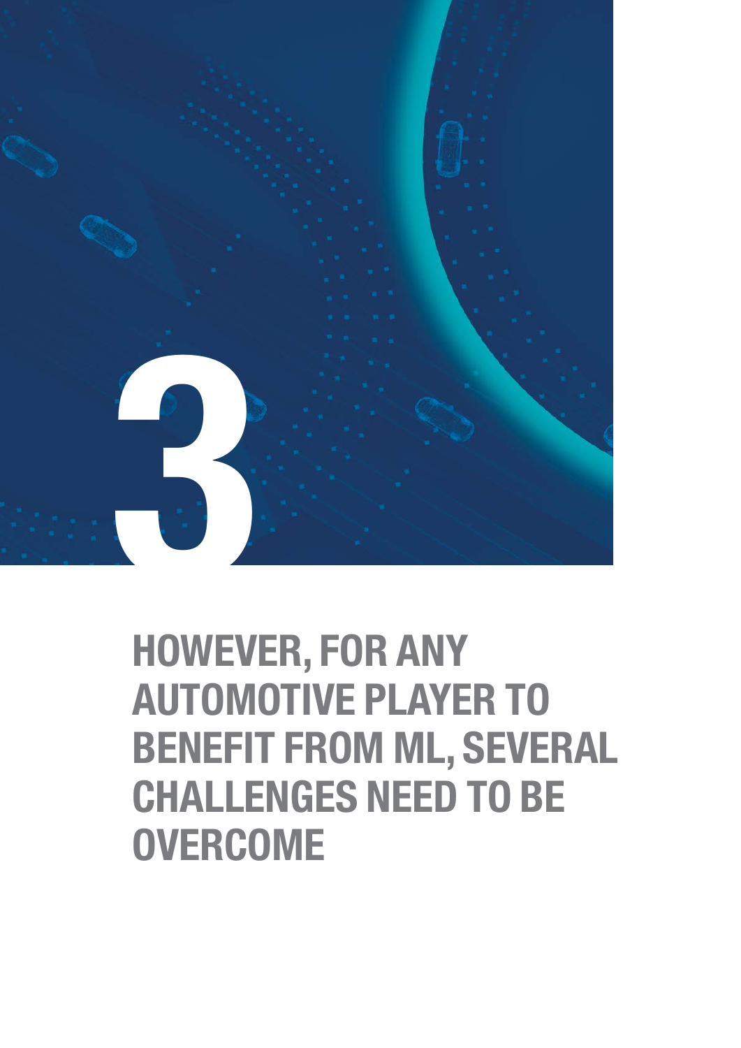# 3

# HOWEVER, FOR ANY AUTOMOTIVE PLAYER TO BENEFIT FROM ML, SEVERAL CHALLENGES NEED TO BE OVERCOME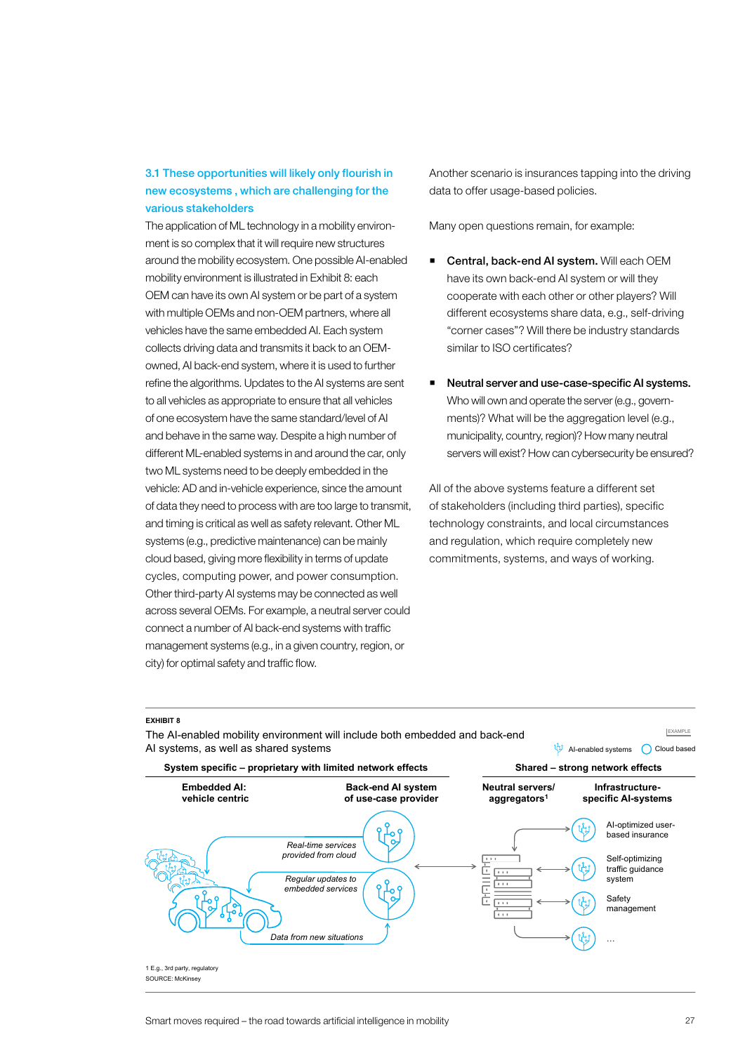### 3.1 These opportunities will likely only flourish in new ecosystems , which are challenging for the various stakeholders

The application of ML technology in a mobility environment is so complex that it will require new structures around the mobility ecosystem. One possible AI-enabled mobility environment is illustrated in Exhibit 8: each OEM can have its own AI system or be part of a system with multiple OEMs and non-OEM partners, where all vehicles have the same embedded AI. Each system collects driving data and transmits it back to an OEM-owned, AI back-end system, where it is used to further refine the algorithms. Updates to the AI systems are sent to all vehicles as appropriate to ensure that all vehicles of one ecosystem have the same standard/level of AI and behave in the same way. Despite a high number of different ML-enabled systems in and around the car, only two ML systems need to be deeply embedded in the vehicle: AD and in-vehicle experience, since the amount of data they need to process with are too large to transmit, and timing is critical as well as safety relevant. Other ML systems (e.g., predictive maintenance) can be mainly cloud based, giving more flexibility in terms of update cycles, computing power, and power consumption. Other third-party AI systems may be connected as well across several OEMs. For example, a neutral server could connect a number of AI back-end systems with traffic management systems (e.g., in a given country, region, or city) for optimal safety and traffic flow.

Another scenario is insurances tapping into the driving data to offer usage-based policies.

Many open questions remain, for example:

- **Central, back-end AI system.** Will each OEM have its own back-end AI system or will they cooperate with each other or other players? Will different ecosystems share data, e.g., self-driving "corner cases"? Will there be industry standards similar to ISO certificates?

- **Neutral server and use-case-specific AI systems.** Who will own and operate the server (e.g., governments)? What will be the aggregation level (e.g., municipality, country, region)? How many neutral servers will exist? How can cybersecurity be ensured?

All of the above systems feature a different set of stakeholders (including third parties), specific technology constraints, and local circumstances and regulation, which require completely new commitments, systems, and ways of working.

**EXHIBIT 8**

The AI-enabled mobility environment will include both embedded and back-end AI systems, as well as shared systems

EXAMPLE

AI-enabled systems | Cloud based

**System specific – proprietary with limited network effects**

**Embedded AI: vehicle centric**

**Back-end AI system of use-case provider**

*Real-time services provided from cloud*

*Regular updates to embedded services*

*Data from new situations*

**Shared – strong network effects**

**Neutral servers/ aggregators[1]**

**Infrastructure-specific AI-systems**

AI-optimized user-based insurance

Self-optimizing traffic guidance system

Safety management

...

1 E.g., 3rd party, regulatory

SOURCE: McKinsey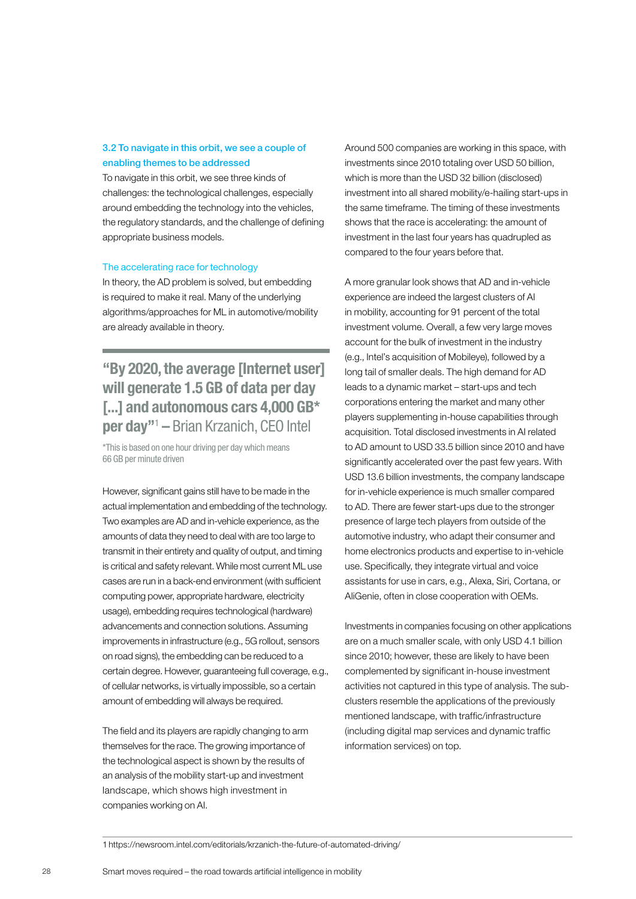### 3.2 To navigate in this orbit, we see a couple of enabling themes to be addressed

To navigate in this orbit, we see three kinds of challenges: the technological challenges, especially around embedding the technology into the vehicles, the regulatory standards, and the challenge of defining appropriate business models.

#### The accelerating race for technology

In theory, the AD problem is solved, but embedding is required to make it real. Many of the underlying algorithms/approaches for ML in automotive/mobility are already available in theory.

> **"By 2020, the average [Internet user] will generate 1.5 GB of data per day [...] and autonomous cars 4,000 GB* per day"[1] –** Brian Krzanich, CEO Intel
>
> *This is based on one hour driving per day which means 66 GB per minute driven

However, significant gains still have to be made in the actual implementation and embedding of the technology. Two examples are AD and in-vehicle experience, as the amounts of data they need to deal with are too large to transmit in their entirety and quality of output, and timing is critical and safety relevant. While most current ML use cases are run in a back-end environment (with sufficient computing power, appropriate hardware, electricity usage), embedding requires technological (hardware) advancements and connection solutions. Assuming improvements in infrastructure (e.g., 5G rollout, sensors on road signs), the embedding can be reduced to a certain degree. However, guaranteeing full coverage, e.g., of cellular networks, is virtually impossible, so a certain amount of embedding will always be required.

The field and its players are rapidly changing to arm themselves for the race. The growing importance of the technological aspect is shown by the results of an analysis of the mobility start-up and investment landscape, which shows high investment in companies working on AI.

Around 500 companies are working in this space, with investments since 2010 totaling over USD 50 billion, which is more than the USD 32 billion (disclosed) investment into all shared mobility/e-hailing start-ups in the same timeframe. The timing of these investments shows that the race is accelerating: the amount of investment in the last four years has quadrupled as compared to the four years before that.

A more granular look shows that AD and in-vehicle experience are indeed the largest clusters of AI in mobility, accounting for 91 percent of the total investment volume. Overall, a few very large moves account for the bulk of investment in the industry (e.g., Intel's acquisition of Mobileye), followed by a long tail of smaller deals. The high demand for AD leads to a dynamic market – start-ups and tech corporations entering the market and many other players supplementing in-house capabilities through acquisition. Total disclosed investments in AI related to AD amount to USD 33.5 billion since 2010 and have significantly accelerated over the past few years. With USD 13.6 billion investments, the company landscape for in-vehicle experience is much smaller compared to AD. There are fewer start-ups due to the stronger presence of large tech players from outside of the automotive industry, who adapt their consumer and home electronics products and expertise to in-vehicle use. Specifically, they integrate virtual and voice assistants for use in cars, e.g., Alexa, Siri, Cortana, or AliGenie, often in close cooperation with OEMs.

Investments in companies focusing on other applications are on a much smaller scale, with only USD 4.1 billion since 2010; however, these are likely to have been complemented by significant in-house investment activities not captured in this type of analysis. The sub-clusters resemble the applications of the previously mentioned landscape, with traffic/infrastructure (including digital map services and dynamic traffic information services) on top.

---

1 https://newsroom.intel.com/editorials/krzanich-the-future-of-automated-driving/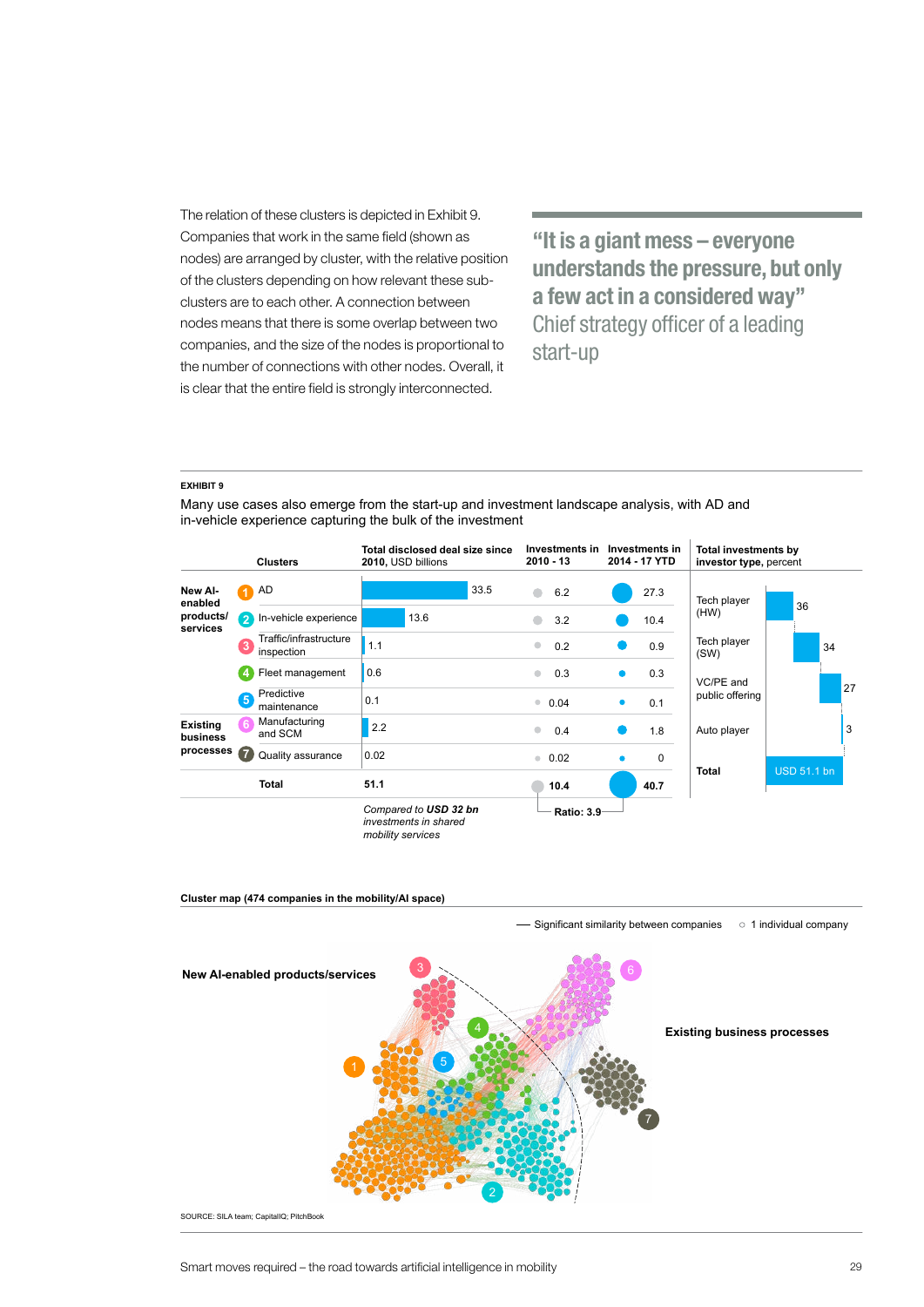The relation of these clusters is depicted in Exhibit 9. Companies that work in the same field (shown as nodes) are arranged by cluster, with the relative position of the clusters depending on how relevant these sub-clusters are to each other. A connection between nodes means that there is some overlap between two companies, and the size of the nodes is proportional to the number of connections with other nodes. Overall, it is clear that the entire field is strongly interconnected.

> **"It is a giant mess – everyone understands the pressure, but only a few act in a considered way"**
> Chief strategy officer of a leading start-up

**EXHIBIT 9**

Many use cases also emerge from the start-up and investment landscape analysis, with AD and in-vehicle experience capturing the bulk of the investment

| | Clusters | Total disclosed deal size since 2010, USD billions | Investments in 2010 - 13 | Investments in 2014 - 17 YTD |
|---|---|---|---|---|
| New AI-enabled products/services | 1 AD | 33.5 | 6.2 | 27.3 |
| | 2 In-vehicle experience | 13.6 | 3.2 | 10.4 |
| | 3 Traffic/infrastructure inspection | 1.1 | 0.2 | 0.9 |
| | 4 Fleet management | 0.6 | 0.3 | 0.3 |
| | 5 Predictive maintenance | 0.1 | 0.04 | 0.1 |
| Existing business processes | 6 Manufacturing and SCM | 2.2 | 0.4 | 1.8 |
| | 7 Quality assurance | 0.02 | 0.02 | 0 |
| | **Total** | **51.1** | **10.4** | **40.7** |

*Compared to* ***USD 32 bn*** *investments in shared mobility services*

Ratio: 3.9

**Total investments by investor type,** percent

| Investor type | Percent |
|---|---|
| Tech player (HW) | 36 |
| Tech player (SW) | 34 |
| VC/PE and public offering | 27 |
| Auto player | 3 |
| **Total** | USD 51.1 bn |

**Cluster map (474 companies in the mobility/AI space)**

— Significant similarity between companies ○ 1 individual company

New AI-enabled products/services: 1, 2, 3, 4, 5

Existing business processes: 6, 7

SOURCE: SILA team; CapitalIQ; PitchBook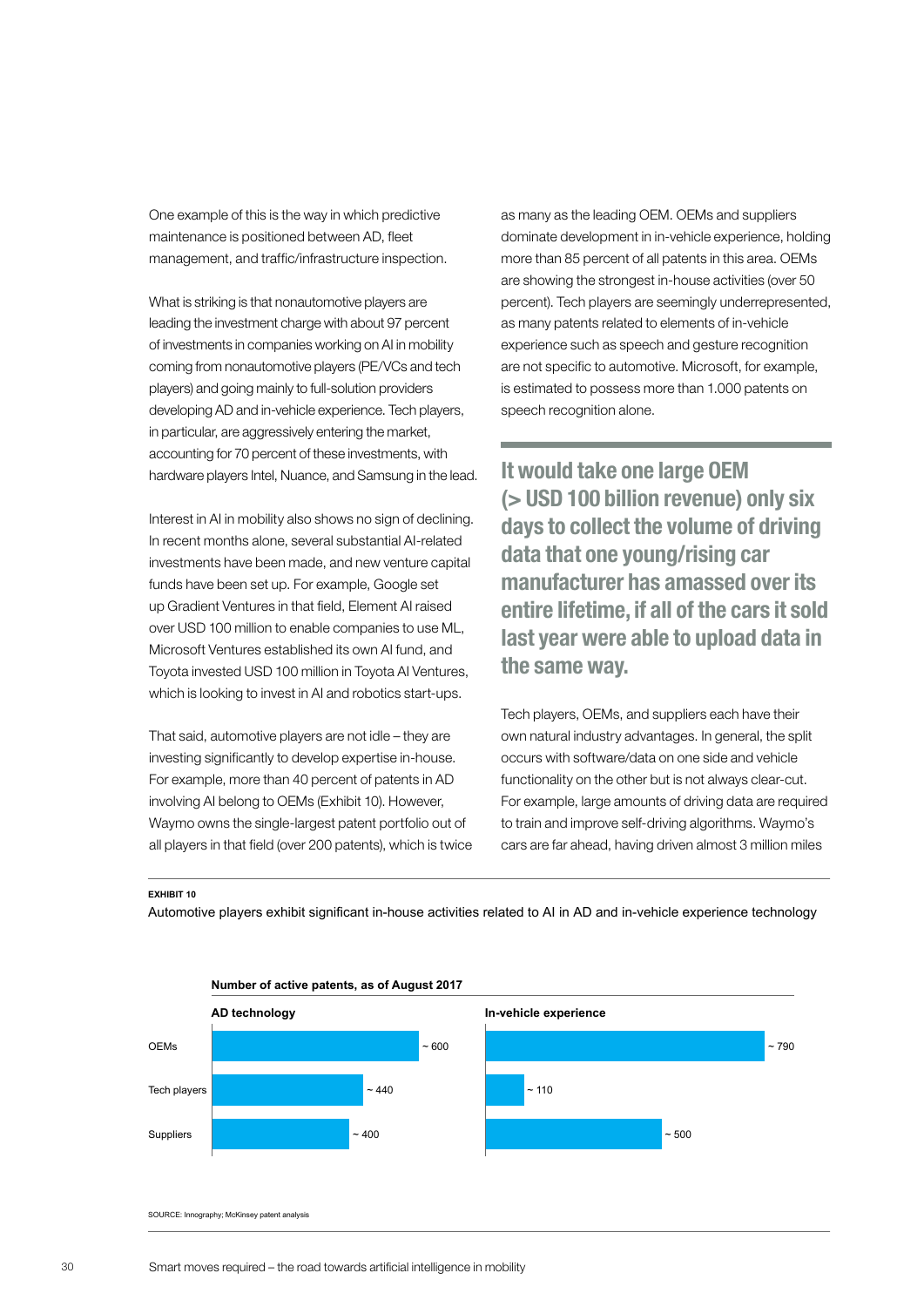One example of this is the way in which predictive maintenance is positioned between AD, fleet management, and traffic/infrastructure inspection.

What is striking is that nonautomotive players are leading the investment charge with about 97 percent of investments in companies working on AI in mobility coming from nonautomotive players (PE/VCs and tech players) and going mainly to full-solution providers developing AD and in-vehicle experience. Tech players, in particular, are aggressively entering the market, accounting for 70 percent of these investments, with hardware players Intel, Nuance, and Samsung in the lead.

Interest in AI in mobility also shows no sign of declining. In recent months alone, several substantial AI-related investments have been made, and new venture capital funds have been set up. For example, Google set up Gradient Ventures in that field, Element AI raised over USD 100 million to enable companies to use ML, Microsoft Ventures established its own AI fund, and Toyota invested USD 100 million in Toyota AI Ventures, which is looking to invest in AI and robotics start-ups.

That said, automotive players are not idle – they are investing significantly to develop expertise in-house. For example, more than 40 percent of patents in AD involving AI belong to OEMs (Exhibit 10). However, Waymo owns the single-largest patent portfolio out of all players in that field (over 200 patents), which is twice as many as the leading OEM. OEMs and suppliers dominate development in in-vehicle experience, holding more than 85 percent of all patents in this area. OEMs are showing the strongest in-house activities (over 50 percent). Tech players are seemingly underrepresented, as many patents related to elements of in-vehicle experience such as speech and gesture recognition are not specific to automotive. Microsoft, for example, is estimated to possess more than 1.000 patents on speech recognition alone.

**It would take one large OEM (> USD 100 billion revenue) only six days to collect the volume of driving data that one young/rising car manufacturer has amassed over its entire lifetime, if all of the cars it sold last year were able to upload data in the same way.**

Tech players, OEMs, and suppliers each have their own natural industry advantages. In general, the split occurs with software/data on one side and vehicle functionality on the other but is not always clear-cut. For example, large amounts of driving data are required to train and improve self-driving algorithms. Waymo's cars are far ahead, having driven almost 3 million miles

**EXHIBIT 10**

Automotive players exhibit significant in-house activities related to AI in AD and in-vehicle experience technology

**Number of active patents, as of August 2017**

| | AD technology | In-vehicle experience |
|---|---|---|
| OEMs | ~ 600 | ~ 790 |
| Tech players | ~ 440 | ~ 110 |
| Suppliers | ~ 400 | ~ 500 |

SOURCE: Innography; McKinsey patent analysis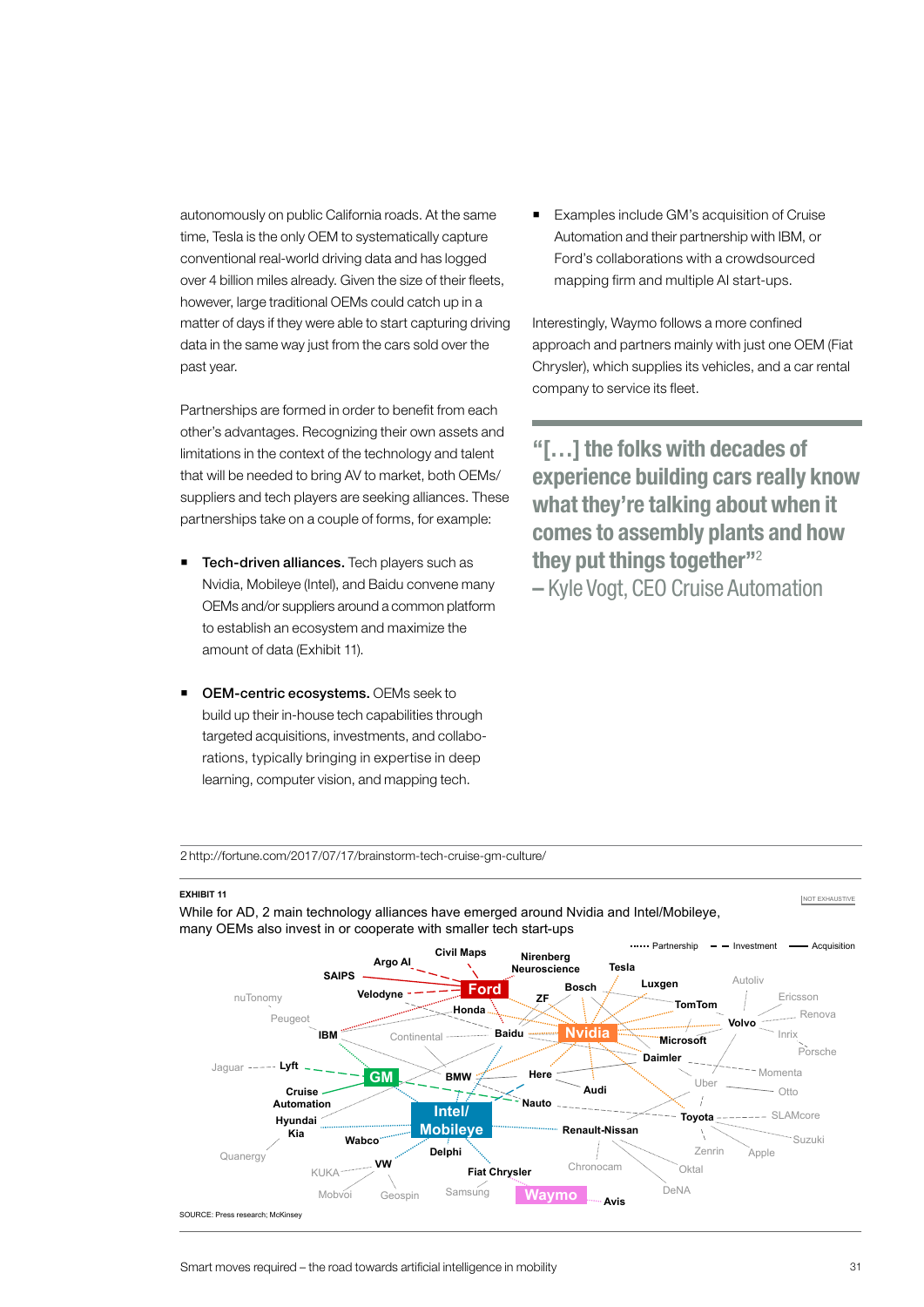autonomously on public California roads. At the same time, Tesla is the only OEM to systematically capture conventional real-world driving data and has logged over 4 billion miles already. Given the size of their fleets, however, large traditional OEMs could catch up in a matter of days if they were able to start capturing driving data in the same way just from the cars sold over the past year.

Partnerships are formed in order to benefit from each other's advantages. Recognizing their own assets and limitations in the context of the technology and talent that will be needed to bring AV to market, both OEMs/suppliers and tech players are seeking alliances. These partnerships take on a couple of forms, for example:

- **Tech-driven alliances.** Tech players such as Nvidia, Mobileye (Intel), and Baidu convene many OEMs and/or suppliers around a common platform to establish an ecosystem and maximize the amount of data (Exhibit 11).

- **OEM-centric ecosystems.** OEMs seek to build up their in-house tech capabilities through targeted acquisitions, investments, and collaborations, typically bringing in expertise in deep learning, computer vision, and mapping tech.

- Examples include GM's acquisition of Cruise Automation and their partnership with IBM, or Ford's collaborations with a crowdsourced mapping firm and multiple AI start-ups.

Interestingly, Waymo follows a more confined approach and partners mainly with just one OEM (Fiat Chrysler), which supplies its vehicles, and a car rental company to service its fleet.

> **"[…] the folks with decades of experience building cars really know what they're talking about when it comes to assembly plants and how they put things together"[2]**
> – Kyle Vogt, CEO Cruise Automation

2 http://fortune.com/2017/07/17/brainstorm-tech-cruise-gm-culture/

**EXHIBIT 11**

While for AD, 2 main technology alliances have emerged around Nvidia and Intel/Mobileye, many OEMs also invest in or cooperate with smaller tech start-ups

NOT EXHAUSTIVE

Partnership · Investment · Acquisition

Civil Maps, Argo AI, Nirenberg Neuroscience, Tesla, SAIPS, Ford, Velodyne, ZF, Bosch, Luxgen, Autoliv, nuTonomy, Honda, TomTom, Ericsson, Peugeot, Volvo, Renova, IBM, Continental, Baidu, Nvidia, Microsoft, Inrix, Porsche, Daimler, Jaguar, Lyft, GM, BMW, Here, Momenta, Audi, Uber, Otto, Cruise Automation, Nauto, Intel/Mobileye, Toyota, SLAMcore, Hyundai Kia, Renault-Nissan, Suzuki, Wabco, Delphi, Zenrin, Apple, Quanergy, VW, Chronocam, Oktal, KUKA, Fiat Chrysler, Mobvoi, Geospin, Samsung, Waymo, Avis, DeNA

SOURCE: Press research; McKinsey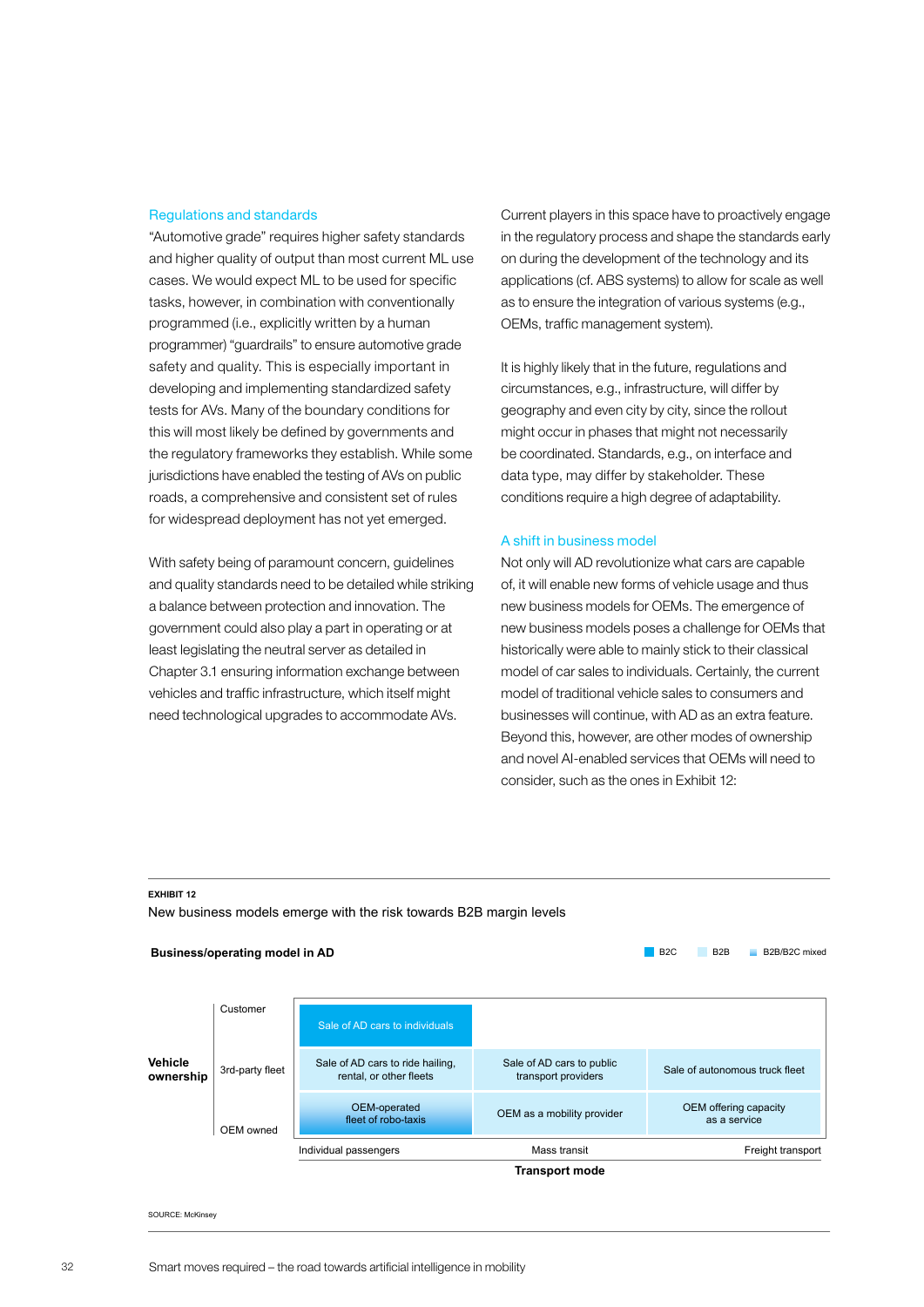### Regulations and standards

"Automotive grade" requires higher safety standards and higher quality of output than most current ML use cases. We would expect ML to be used for specific tasks, however, in combination with conventionally programmed (i.e., explicitly written by a human programmer) "guardrails" to ensure automotive grade safety and quality. This is especially important in developing and implementing standardized safety tests for AVs. Many of the boundary conditions for this will most likely be defined by governments and the regulatory frameworks they establish. While some jurisdictions have enabled the testing of AVs on public roads, a comprehensive and consistent set of rules for widespread deployment has not yet emerged.

With safety being of paramount concern, guidelines and quality standards need to be detailed while striking a balance between protection and innovation. The government could also play a part in operating or at least legislating the neutral server as detailed in Chapter 3.1 ensuring information exchange between vehicles and traffic infrastructure, which itself might need technological upgrades to accommodate AVs.

Current players in this space have to proactively engage in the regulatory process and shape the standards early on during the development of the technology and its applications (cf. ABS systems) to allow for scale as well as to ensure the integration of various systems (e.g., OEMs, traffic management system).

It is highly likely that in the future, regulations and circumstances, e.g., infrastructure, will differ by geography and even city by city, since the rollout might occur in phases that might not necessarily be coordinated. Standards, e.g., on interface and data type, may differ by stakeholder. These conditions require a high degree of adaptability.

### A shift in business model

Not only will AD revolutionize what cars are capable of, it will enable new forms of vehicle usage and thus new business models for OEMs. The emergence of new business models poses a challenge for OEMs that historically were able to mainly stick to their classical model of car sales to individuals. Certainly, the current model of traditional vehicle sales to consumers and businesses will continue, with AD as an extra feature. Beyond this, however, are other modes of ownership and novel AI-enabled services that OEMs will need to consider, such as the ones in Exhibit 12:

**EXHIBIT 12**

New business models emerge with the risk towards B2B margin levels

**Business/operating model in AD**

Legend: B2C, B2B, B2B/B2C mixed

| Vehicle ownership \ Transport mode | Individual passengers | Mass transit | Freight transport |
|---|---|---|---|
| Customer | Sale of AD cars to individuals | | |
| 3rd-party fleet | Sale of AD cars to ride hailing, rental, or other fleets | Sale of AD cars to public transport providers | Sale of autonomous truck fleet |
| OEM owned | OEM-operated fleet of robo-taxis | OEM as a mobility provider | OEM offering capacity as a service |

SOURCE: McKinsey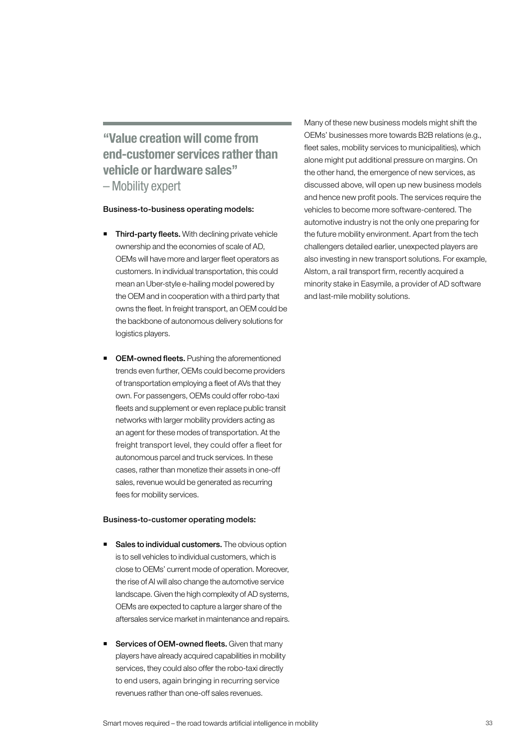**"Value creation will come from end-customer services rather than vehicle or hardware sales"**
– Mobility expert

**Business-to-business operating models:**

- **Third-party fleets.** With declining private vehicle ownership and the economies of scale of AD, OEMs will have more and larger fleet operators as customers. In individual transportation, this could mean an Uber-style e-hailing model powered by the OEM and in cooperation with a third party that owns the fleet. In freight transport, an OEM could be the backbone of autonomous delivery solutions for logistics players.

- **OEM-owned fleets.** Pushing the aforementioned trends even further, OEMs could become providers of transportation employing a fleet of AVs that they own. For passengers, OEMs could offer robo-taxi fleets and supplement or even replace public transit networks with larger mobility providers acting as an agent for these modes of transportation. At the freight transport level, they could offer a fleet for autonomous parcel and truck services. In these cases, rather than monetize their assets in one-off sales, revenue would be generated as recurring fees for mobility services.

**Business-to-customer operating models:**

- **Sales to individual customers.** The obvious option is to sell vehicles to individual customers, which is close to OEMs' current mode of operation. Moreover, the rise of AI will also change the automotive service landscape. Given the high complexity of AD systems, OEMs are expected to capture a larger share of the aftersales service market in maintenance and repairs.

- **Services of OEM-owned fleets.** Given that many players have already acquired capabilities in mobility services, they could also offer the robo-taxi directly to end users, again bringing in recurring service revenues rather than one-off sales revenues.

Many of these new business models might shift the OEMs' businesses more towards B2B relations (e.g., fleet sales, mobility services to municipalities), which alone might put additional pressure on margins. On the other hand, the emergence of new services, as discussed above, will open up new business models and hence new profit pools. The services require the vehicles to become more software-centered. The automotive industry is not the only one preparing for the future mobility environment. Apart from the tech challengers detailed earlier, unexpected players are also investing in new transport solutions. For example, Alstom, a rail transport firm, recently acquired a minority stake in Easymile, a provider of AD software and last-mile mobility solutions.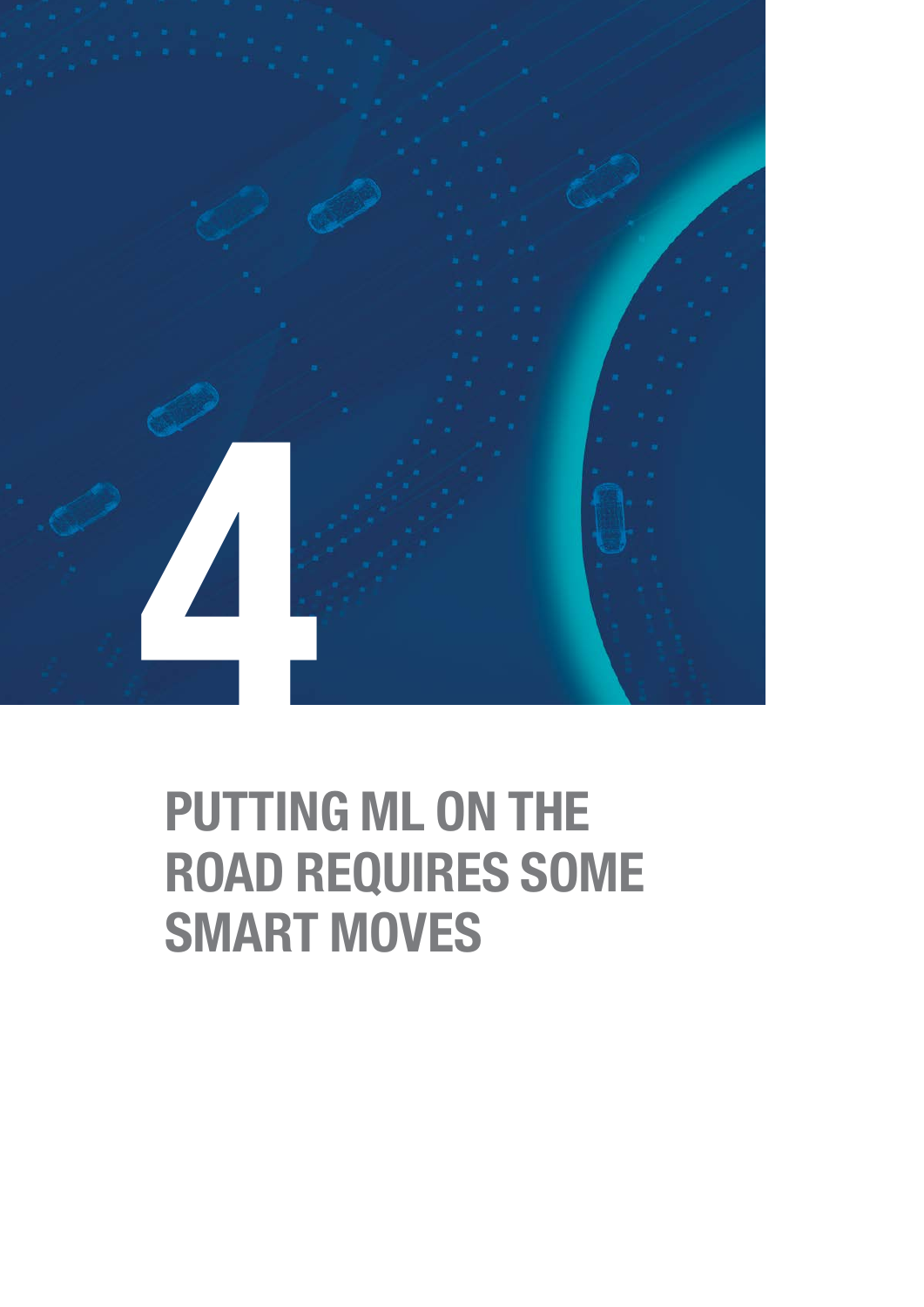# 4

# PUTTING ML ON THE ROAD REQUIRES SOME SMART MOVES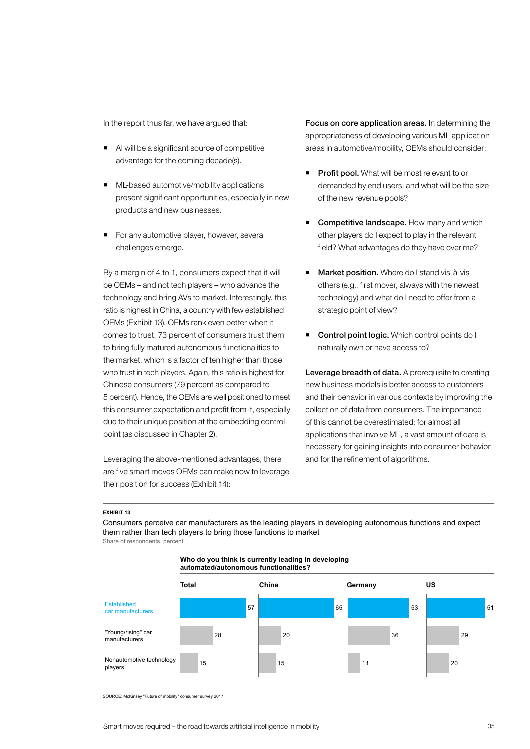In the report thus far, we have argued that:

- AI will be a significant source of competitive advantage for the coming decade(s).
- ML-based automotive/mobility applications present significant opportunities, especially in new products and new businesses.
- For any automotive player, however, several challenges emerge.

By a margin of 4 to 1, consumers expect that it will be OEMs – and not tech players – who advance the technology and bring AVs to market. Interestingly, this ratio is highest in China, a country with few established OEMs (Exhibit 13). OEMs rank even better when it comes to trust. 73 percent of consumers trust them to bring fully matured autonomous functionalities to the market, which is a factor of ten higher than those who trust in tech players. Again, this ratio is highest for Chinese consumers (79 percent as compared to 5 percent). Hence, the OEMs are well positioned to meet this consumer expectation and profit from it, especially due to their unique position at the embedding control point (as discussed in Chapter 2).

Leveraging the above-mentioned advantages, there are five smart moves OEMs can make now to leverage their position for success (Exhibit 14):

**Focus on core application areas.** In determining the appropriateness of developing various ML application areas in automotive/mobility, OEMs should consider:

- **Profit pool.** What will be most relevant to or demanded by end users, and what will be the size of the new revenue pools?
- **Competitive landscape.** How many and which other players do I expect to play in the relevant field? What advantages do they have over me?
- **Market position.** Where do I stand vis-à-vis others (e.g., first mover, always with the newest technology) and what do I need to offer from a strategic point of view?
- **Control point logic.** Which control points do I naturally own or have access to?

**Leverage breadth of data.** A prerequisite to creating new business models is better access to customers and their behavior in various contexts by improving the collection of data from consumers. The importance of this cannot be overestimated: for almost all applications that involve ML, a vast amount of data is necessary for gaining insights into consumer behavior and for the refinement of algorithms.

**EXHIBIT 13**

Consumers perceive car manufacturers as the leading players in developing autonomous functions and expect them rather than tech players to bring those functions to market

Share of respondents, percent

**Who do you think is currently leading in developing automated/autonomous functionalities?**

| | Total | China | Germany | US |
|---|---|---|---|---|
| Established car manufacturers | 57 | 65 | 53 | 51 |
| "Young/rising" car manufacturers | 28 | 20 | 36 | 29 |
| Nonautomotive technology players | 15 | 15 | 11 | 20 |

SOURCE: McKinsey "Future of mobility" consumer survey 2017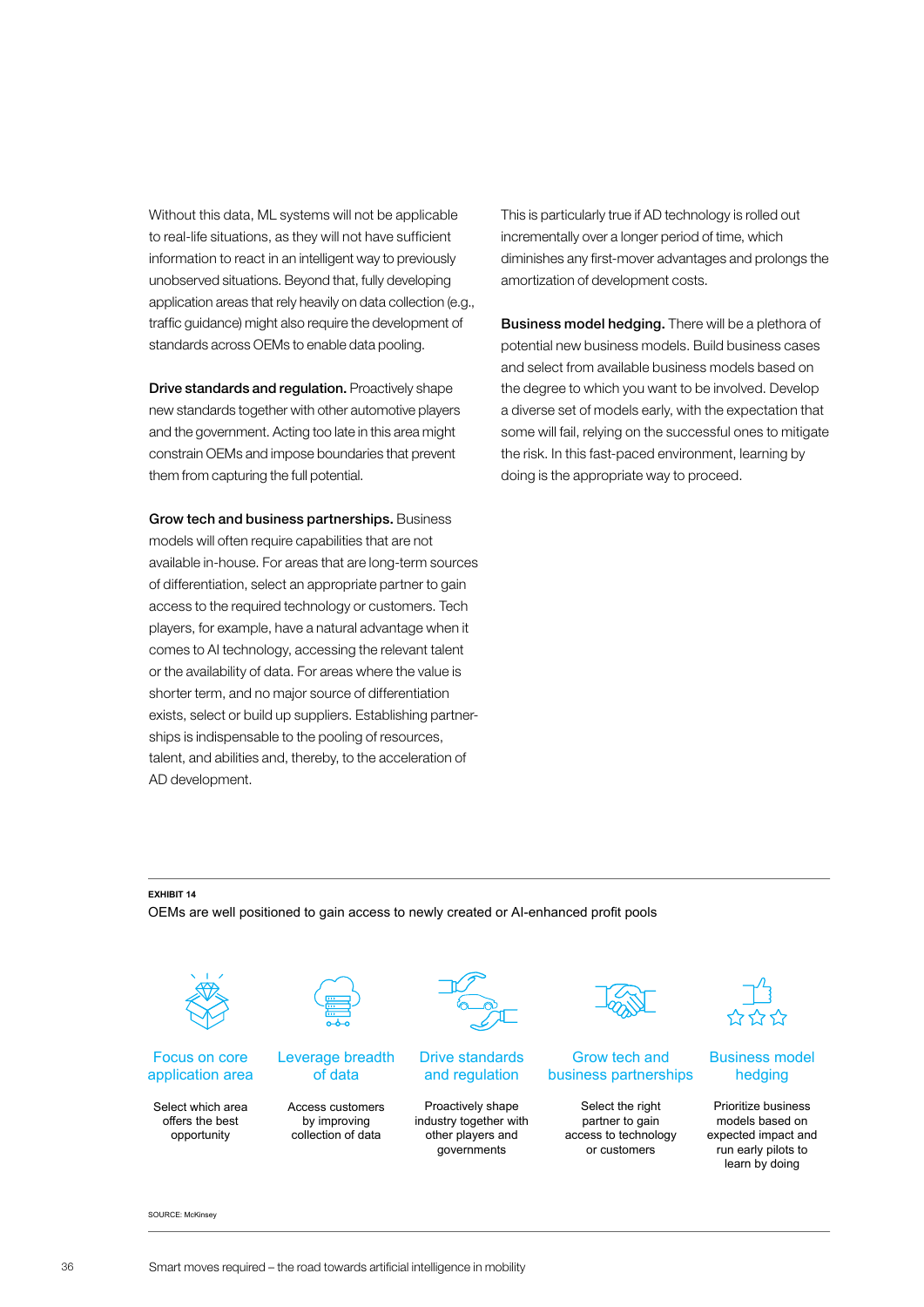Without this data, ML systems will not be applicable to real-life situations, as they will not have sufficient information to react in an intelligent way to previously unobserved situations. Beyond that, fully developing application areas that rely heavily on data collection (e.g., traffic guidance) might also require the development of standards across OEMs to enable data pooling.

**Drive standards and regulation.** Proactively shape new standards together with other automotive players and the government. Acting too late in this area might constrain OEMs and impose boundaries that prevent them from capturing the full potential.

**Grow tech and business partnerships.** Business models will often require capabilities that are not available in-house. For areas that are long-term sources of differentiation, select an appropriate partner to gain access to the required technology or customers. Tech players, for example, have a natural advantage when it comes to AI technology, accessing the relevant talent or the availability of data. For areas where the value is shorter term, and no major source of differentiation exists, select or build up suppliers. Establishing partnerships is indispensable to the pooling of resources, talent, and abilities and, thereby, to the acceleration of AD development.

This is particularly true if AD technology is rolled out incrementally over a longer period of time, which diminishes any first-mover advantages and prolongs the amortization of development costs.

**Business model hedging.** There will be a plethora of potential new business models. Build business cases and select from available business models based on the degree to which you want to be involved. Develop a diverse set of models early, with the expectation that some will fail, relying on the successful ones to mitigate the risk. In this fast-paced environment, learning by doing is the appropriate way to proceed.

**EXHIBIT 14**

OEMs are well positioned to gain access to newly created or AI-enhanced profit pools

| Focus on core application area | Leverage breadth of data | Drive standards and regulation | Grow tech and business partnerships | Business model hedging |
|---|---|---|---|---|
| Select which area offers the best opportunity | Access customers by improving collection of data | Proactively shape industry together with other players and governments | Select the right partner to gain access to technology or customers | Prioritize business models based on expected impact and run early pilots to learn by doing |

SOURCE: McKinsey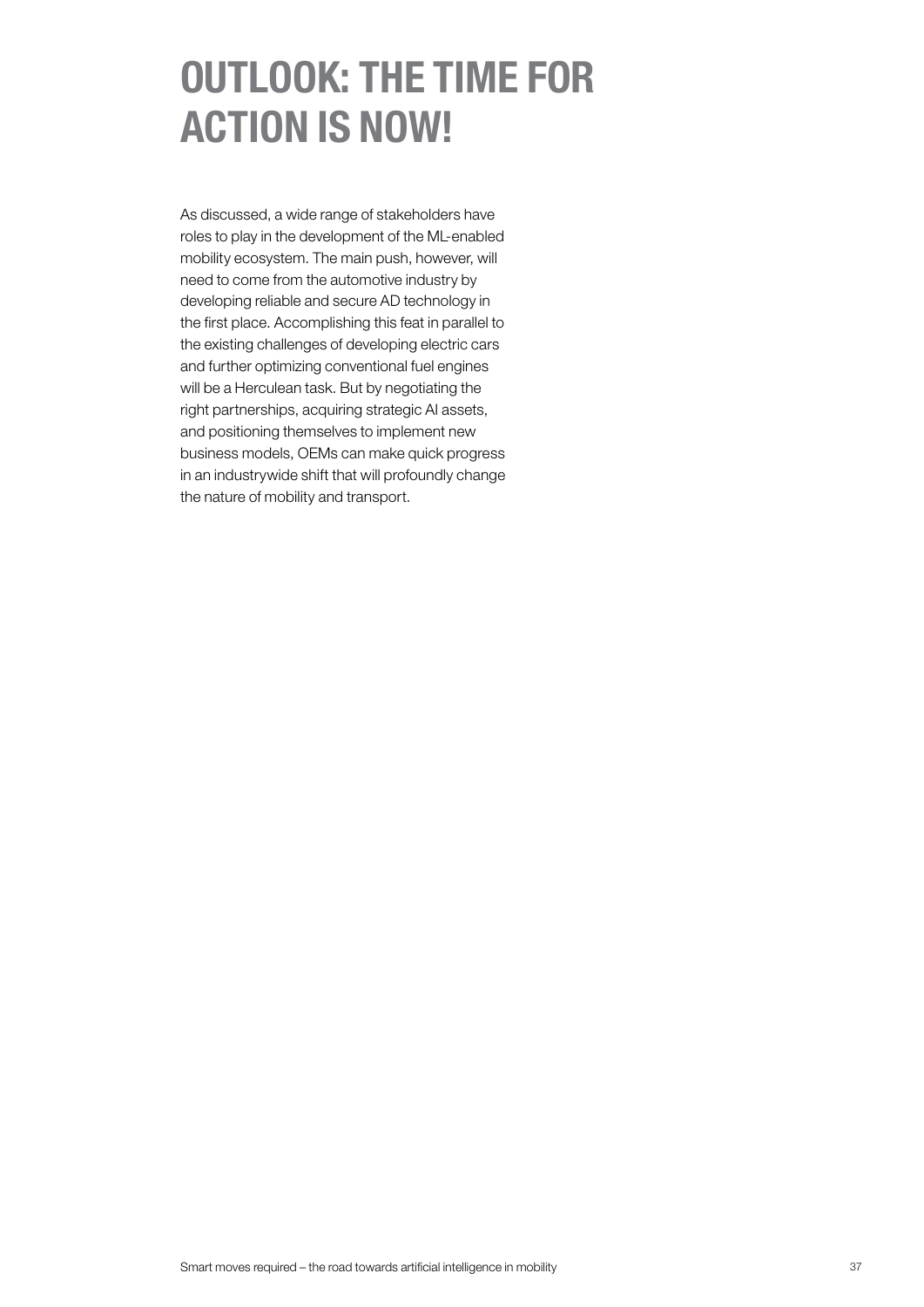# OUTLOOK: THE TIME FOR ACTION IS NOW!

As discussed, a wide range of stakeholders have roles to play in the development of the ML-enabled mobility ecosystem. The main push, however, will need to come from the automotive industry by developing reliable and secure AD technology in the first place. Accomplishing this feat in parallel to the existing challenges of developing electric cars and further optimizing conventional fuel engines will be a Herculean task. But by negotiating the right partnerships, acquiring strategic AI assets, and positioning themselves to implement new business models, OEMs can make quick progress in an industrywide shift that will profoundly change the nature of mobility and transport.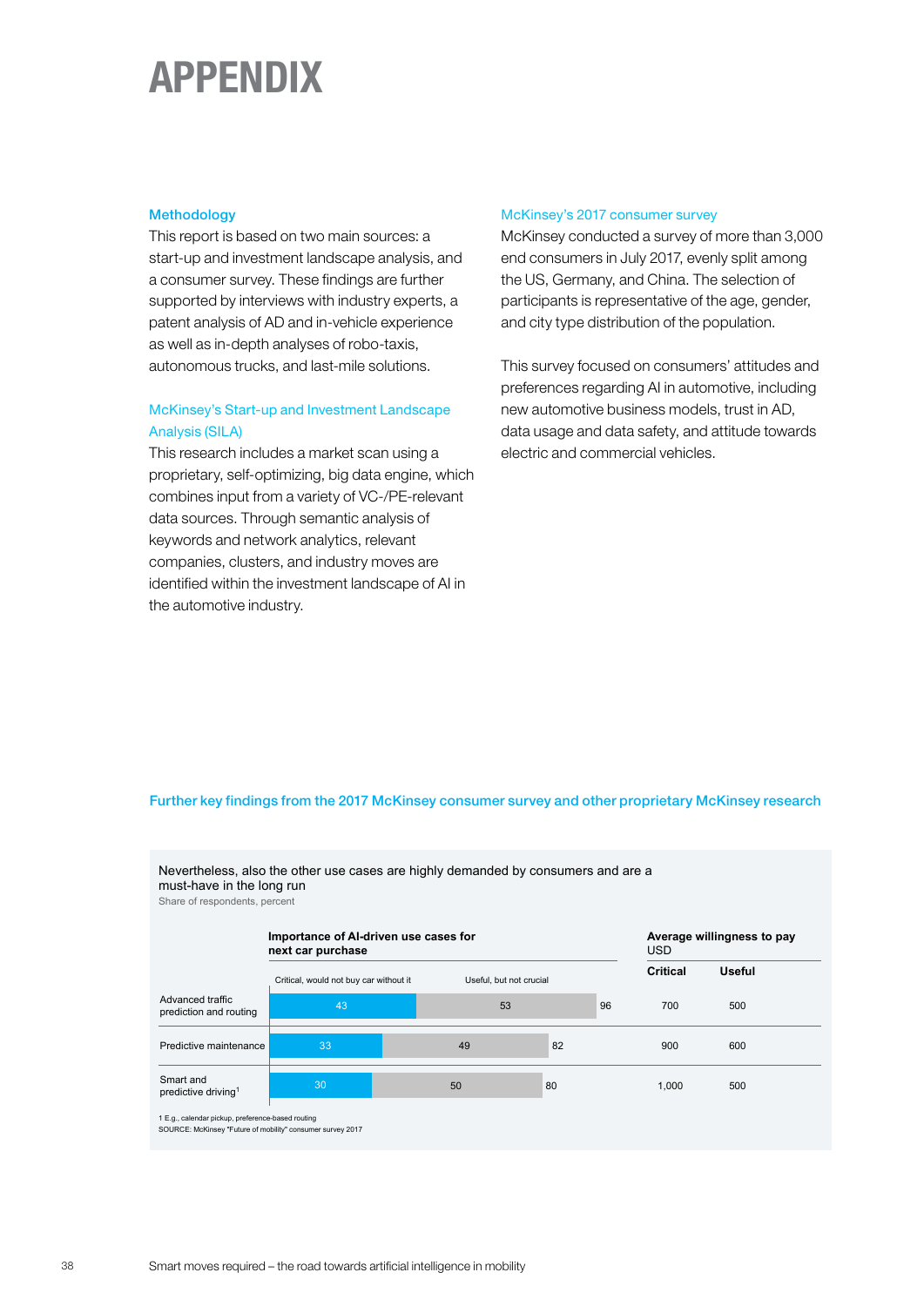# APPENDIX

### Methodology

This report is based on two main sources: a start-up and investment landscape analysis, and a consumer survey. These findings are further supported by interviews with industry experts, a patent analysis of AD and in-vehicle experience as well as in-depth analyses of robo-taxis, autonomous trucks, and last-mile solutions.

### McKinsey's Start-up and Investment Landscape Analysis (SILA)

This research includes a market scan using a proprietary, self-optimizing, big data engine, which combines input from a variety of VC-/PE-relevant data sources. Through semantic analysis of keywords and network analytics, relevant companies, clusters, and industry moves are identified within the investment landscape of AI in the automotive industry.

### McKinsey's 2017 consumer survey

McKinsey conducted a survey of more than 3,000 end consumers in July 2017, evenly split among the US, Germany, and China. The selection of participants is representative of the age, gender, and city type distribution of the population.

This survey focused on consumers' attitudes and preferences regarding AI in automotive, including new automotive business models, trust in AD, data usage and data safety, and attitude towards electric and commercial vehicles.

### Further key findings from the 2017 McKinsey consumer survey and other proprietary McKinsey research

Nevertheless, also the other use cases are highly demanded by consumers and are a must-have in the long run

Share of respondents, percent

| | Importance of AI-driven use cases for next car purchase | | | Average willingness to pay USD | |
|---|---|---|---|---|---|
| | Critical, would not buy car without it | Useful, but not crucial | Total | Critical | Useful |
| Advanced traffic prediction and routing | 43 | 53 | 96 | 700 | 500 |
| Predictive maintenance | 33 | 49 | 82 | 900 | 600 |
| Smart and predictive driving[1] | 30 | 50 | 80 | 1,000 | 500 |

1 E.g., calendar pickup, preference-based routing

SOURCE: McKinsey "Future of mobility" consumer survey 2017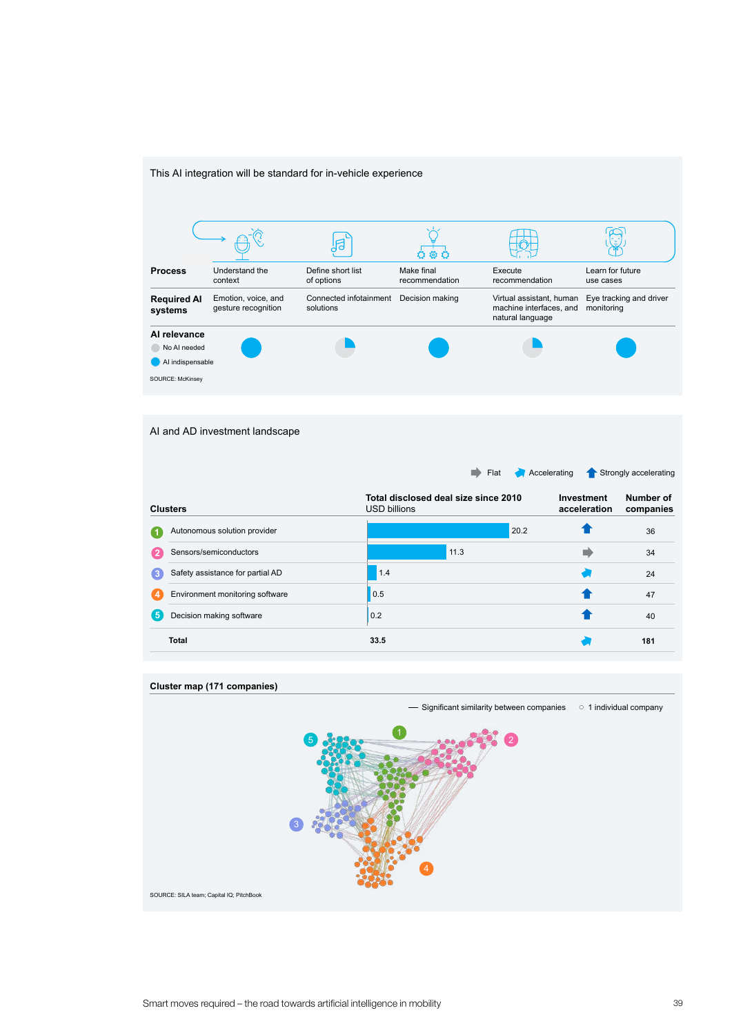## This AI integration will be standard for in-vehicle experience

| | | | | | |
|---|---|---|---|---|---|
| **Process** | Understand the context | Define short list of options | Make final recommendation | Execute recommendation | Learn for future use cases |
| **Required AI systems** | Emotion, voice, and gesture recognition | Connected infotainment solutions | Decision making | Virtual assistant, human machine interfaces, and natural language | Eye tracking and driver monitoring |
| **AI relevance** | AI indispensable | Partial | AI indispensable | Partial | AI indispensable |

AI relevance legend: No AI needed; AI indispensable

SOURCE: McKinsey

## AI and AD investment landscape

Flat / Accelerating / Strongly accelerating

| Clusters | Total disclosed deal size since 2010 USD billions | Investment acceleration | Number of companies |
|---|---|---|---|
| 1 Autonomous solution provider | 20.2 | Strongly accelerating | 36 |
| 2 Sensors/semiconductors | 11.3 | Flat | 34 |
| 3 Safety assistance for partial AD | 1.4 | Accelerating | 24 |
| 4 Environment monitoring software | 0.5 | Strongly accelerating | 47 |
| 5 Decision making software | 0.2 | Strongly accelerating | 40 |
| **Total** | **33.5** | Accelerating | **181** |

**Cluster map (171 companies)**

— Significant similarity between companies ○ 1 individual company

SOURCE: SILA team; Capital IQ; PitchBook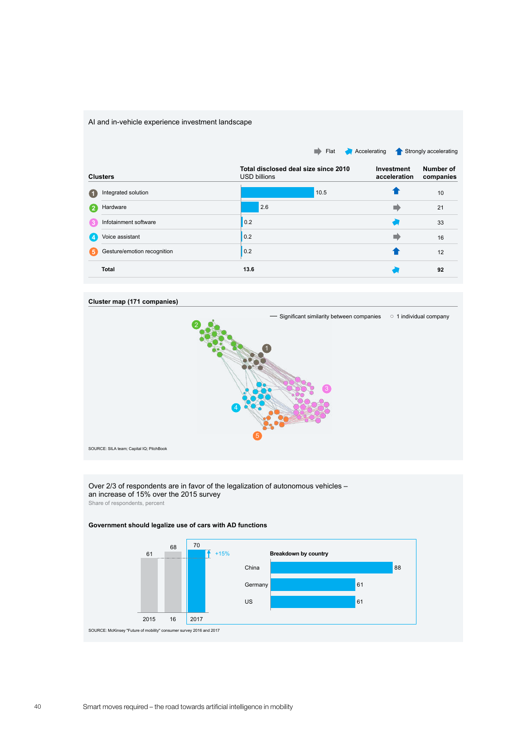AI and in-vehicle experience investment landscape

Legend: Flat | Accelerating | Strongly accelerating

| Clusters | Total disclosed deal size since 2010 USD billions | Investment acceleration | Number of companies |
|---|---|---|---|
| 1 Integrated solution | 10.5 | Strongly accelerating | 10 |
| 2 Hardware | 2.6 | Flat | 21 |
| 3 Infotainment software | 0.2 | Accelerating | 33 |
| 4 Voice assistant | 0.2 | Flat | 16 |
| 5 Gesture/emotion recognition | 0.2 | Strongly accelerating | 12 |
| **Total** | **13.6** | Accelerating | **92** |

**Cluster map (171 companies)**

— Significant similarity between companies ○ 1 individual company

SOURCE: SILA team; Capital IQ; PitchBook

Over 2/3 of respondents are in favor of the legalization of autonomous vehicles – an increase of 15% over the 2015 survey

Share of respondents, percent

**Government should legalize use of cars with AD functions**

| Year | Share |
|---|---|
| 2015 | 61 |
| 16 | 68 |
| 2017 | 70 (+15%) |

**Breakdown by country**

| Country | Share |
|---|---|
| China | 88 |
| Germany | 61 |
| US | 61 |

SOURCE: McKinsey "Future of mobility" consumer survey 2016 and 2017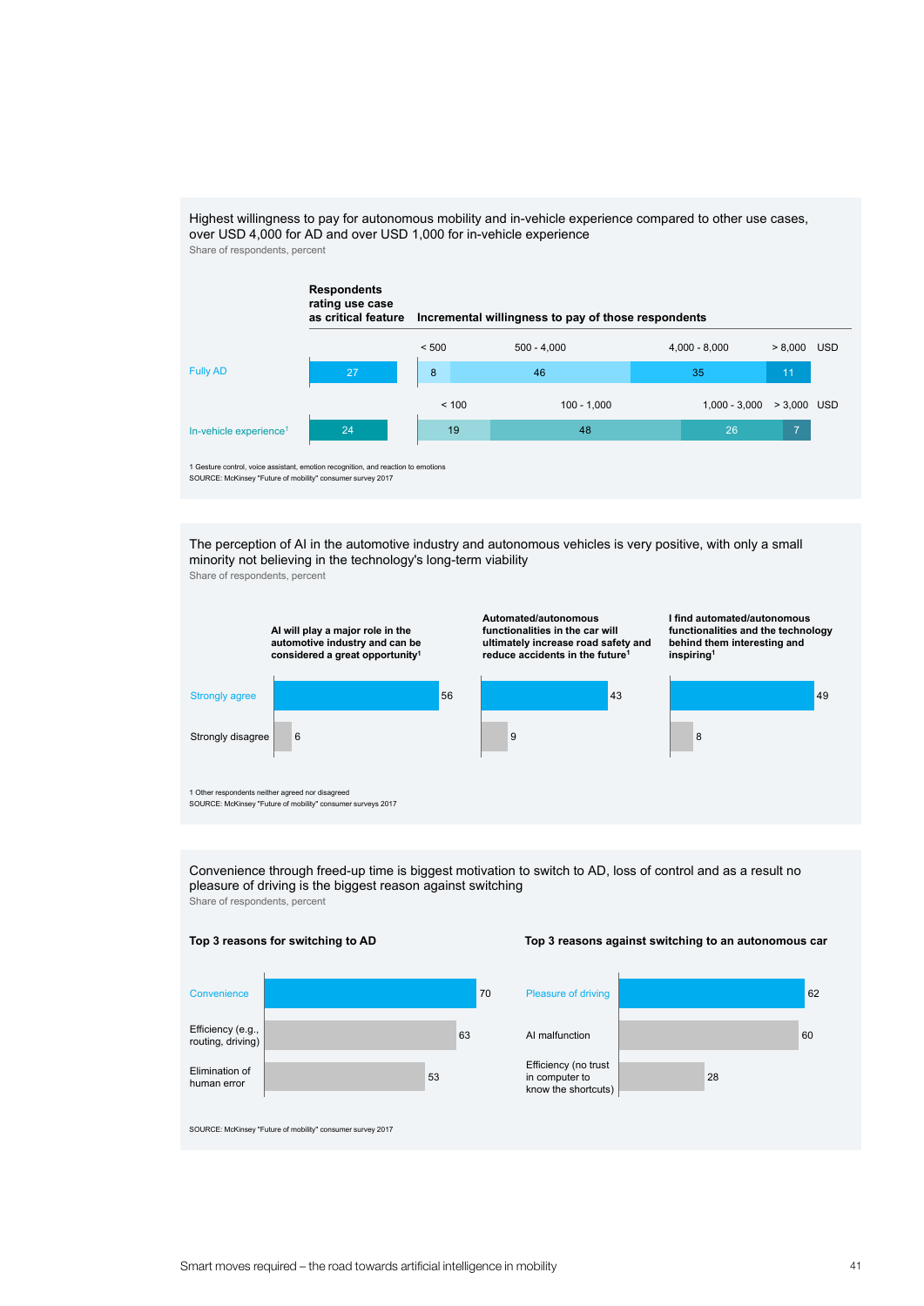Highest willingness to pay for autonomous mobility and in-vehicle experience compared to other use cases, over USD 4,000 for AD and over USD 1,000 for in-vehicle experience

Share of respondents, percent

**Fully AD**

| Respondents rating use case as critical feature | < 500 USD | 500 - 4,000 USD | 4,000 - 8,000 USD | > 8,000 USD |
|---|---|---|---|---|
| 27 | 8 | 46 | 35 | 11 |

**In-vehicle experience[1]**

| Respondents rating use case as critical feature | < 100 USD | 100 - 1,000 USD | 1,000 - 3,000 USD | > 3,000 USD |
|---|---|---|---|---|
| 24 | 19 | 48 | 26 | 7 |

Incremental willingness to pay of those respondents

1 Gesture control, voice assistant, emotion recognition, and reaction to emotions

SOURCE: McKinsey "Future of mobility" consumer survey 2017

The perception of AI in the automotive industry and autonomous vehicles is very positive, with only a small minority not believing in the technology's long-term viability

Share of respondents, percent

| | AI will play a major role in the automotive industry and can be considered a great opportunity[1] | Automated/autonomous functionalities in the car will ultimately increase road safety and reduce accidents in the future[1] | I find automated/autonomous functionalities and the technology behind them interesting and inspiring[1] |
|---|---|---|---|
| Strongly agree | 56 | 43 | 49 |
| Strongly disagree | 6 | 9 | 8 |

1 Other respondents neither agreed nor disagreed

SOURCE: McKinsey "Future of mobility" consumer surveys 2017

Convenience through freed-up time is biggest motivation to switch to AD, loss of control and as a result no pleasure of driving is the biggest reason against switching

Share of respondents, percent

**Top 3 reasons for switching to AD**

| Reason | Percent |
|---|---|
| Convenience | 70 |
| Efficiency (e.g., routing, driving) | 63 |
| Elimination of human error | 53 |

**Top 3 reasons against switching to an autonomous car**

| Reason | Percent |
|---|---|
| Pleasure of driving | 62 |
| AI malfunction | 60 |
| Efficiency (no trust in computer to know the shortcuts) | 28 |

SOURCE: McKinsey "Future of mobility" consumer survey 2017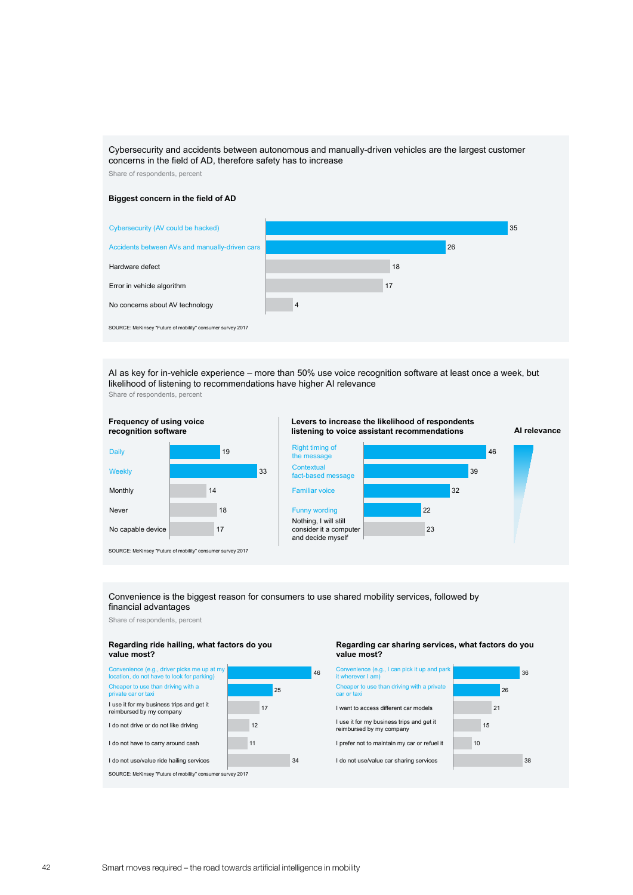Cybersecurity and accidents between autonomous and manually-driven vehicles are the largest customer concerns in the field of AD, therefore safety has to increase

Share of respondents, percent

**Biggest concern in the field of AD**

| Concern | Percent |
|---|---|
| Cybersecurity (AV could be hacked) | 35 |
| Accidents between AVs and manually-driven cars | 26 |
| Hardware defect | 18 |
| Error in vehicle algorithm | 17 |
| No concerns about AV technology | 4 |

SOURCE: McKinsey "Future of mobility" consumer survey 2017

AI as key for in-vehicle experience – more than 50% use voice recognition software at least once a week, but likelihood of listening to recommendations have higher AI relevance

Share of respondents, percent

**Frequency of using voice recognition software**

| Frequency | Percent |
|---|---|
| Daily | 19 |
| Weekly | 33 |
| Monthly | 14 |
| Never | 18 |
| No capable device | 17 |

**Levers to increase the likelihood of respondents listening to voice assistant recommendations**

| Lever | Percent |
|---|---|
| Right timing of the message | 46 |
| Contextual fact-based message | 39 |
| Familiar voice | 32 |
| Funny wording | 22 |
| Nothing, I will still consider it a computer and decide myself | 23 |

AI relevance

SOURCE: McKinsey "Future of mobility" consumer survey 2017

Convenience is the biggest reason for consumers to use shared mobility services, followed by financial advantages

Share of respondents, percent

**Regarding ride hailing, what factors do you value most?**

| Factor | Percent |
|---|---|
| Convenience (e.g., driver picks me up at my location, do not have to look for parking) | 46 |
| Cheaper to use than driving with a private car or taxi | 25 |
| I use it for my business trips and get it reimbursed by my company | 17 |
| I do not drive or do not like driving | 12 |
| I do not have to carry around cash | 11 |
| I do not use/value ride hailing services | 34 |

**Regarding car sharing services, what factors do you value most?**

| Factor | Percent |
|---|---|
| Convenience (e.g., I can pick it up and park it wherever I am) | 36 |
| Cheaper to use than driving with a private car or taxi | 26 |
| I want to access different car models | 21 |
| I use it for my business trips and get it reimbursed by my company | 15 |
| I prefer not to maintain my car or refuel it | 10 |
| I do not use/value car sharing services | 38 |

SOURCE: McKinsey "Future of mobility" consumer survey 2017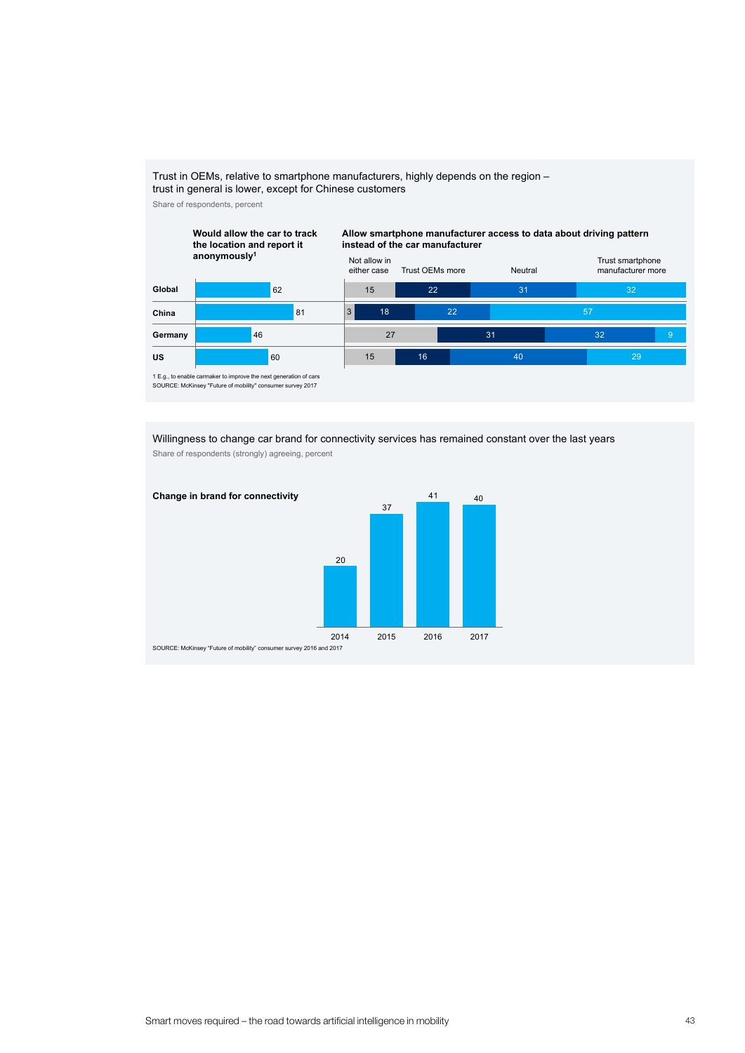Trust in OEMs, relative to smartphone manufacturers, highly depends on the region – trust in general is lower, except for Chinese customers

Share of respondents, percent

| | Would allow the car to track the location and report it anonymously[1] | Allow smartphone manufacturer access to data about driving pattern instead of the car manufacturer: Not allow in either case | Trust OEMs more | Neutral | Trust smartphone manufacturer more |
|---|---|---|---|---|---|
| Global | 62 | 15 | 22 | 31 | 32 |
| China | 81 | 3 | 18 | 22 | 57 |
| Germany | 46 | 27 | 31 | 32 | 9 |
| US | 60 | 15 | 16 | 40 | 29 |

1 E.g., to enable carmaker to improve the next generation of cars

SOURCE: McKinsey "Future of mobility" consumer survey 2017

Willingness to change car brand for connectivity services has remained constant over the last years

Share of respondents (strongly) agreeing, percent

**Change in brand for connectivity**

| 2014 | 2015 | 2016 | 2017 |
|---|---|---|---|
| 20 | 37 | 41 | 40 |

SOURCE: McKinsey "Future of mobility" consumer survey 2016 and 2017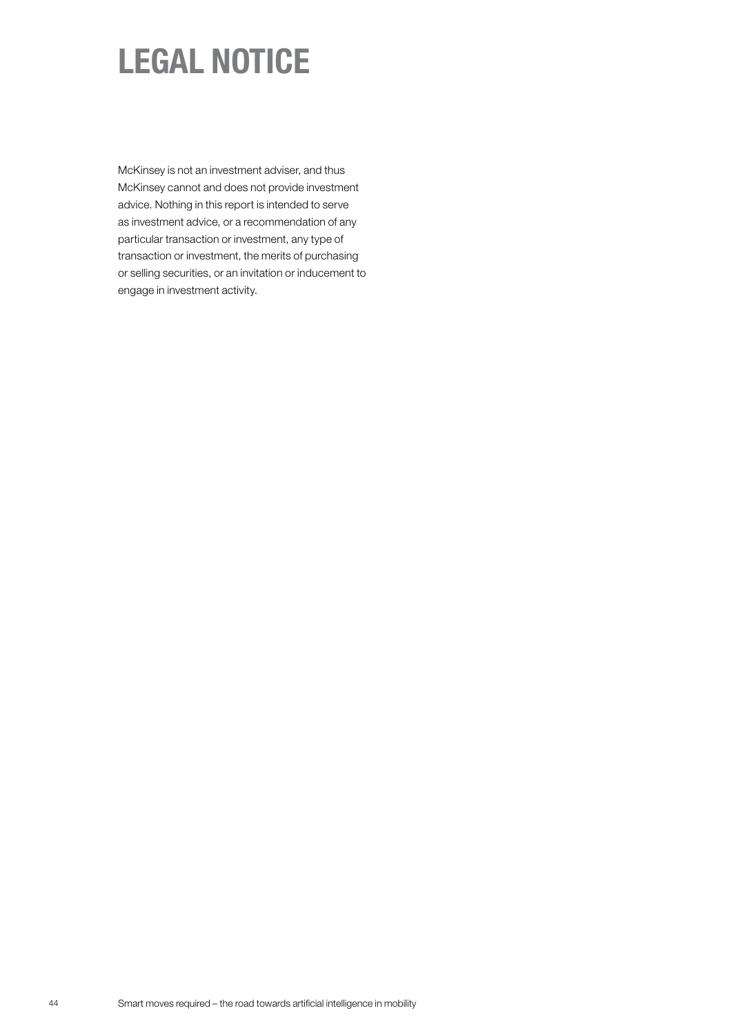# LEGAL NOTICE

McKinsey is not an investment adviser, and thus McKinsey cannot and does not provide investment advice. Nothing in this report is intended to serve as investment advice, or a recommendation of any particular transaction or investment, any type of transaction or investment, the merits of purchasing or selling securities, or an invitation or inducement to engage in investment activity.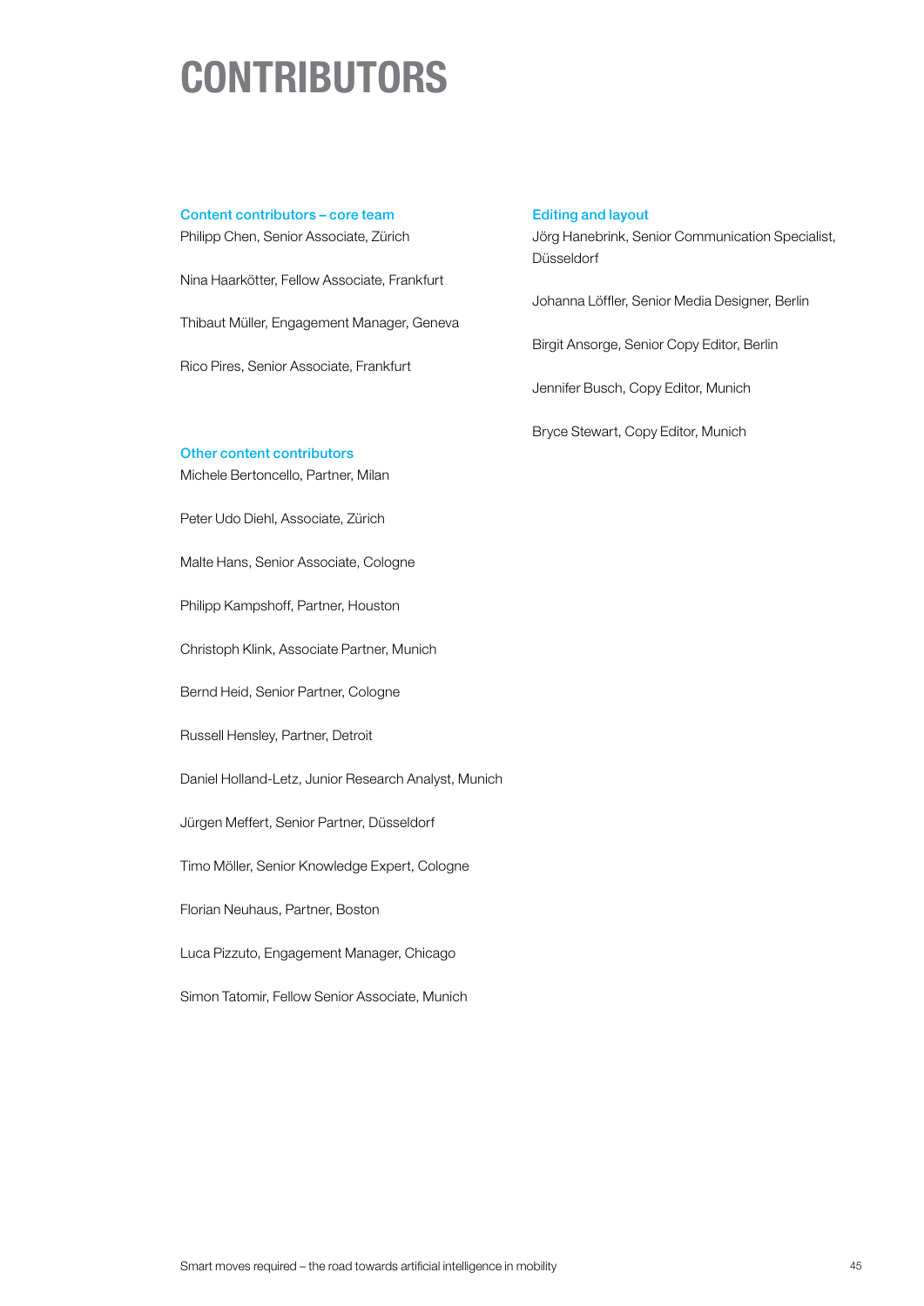# CONTRIBUTORS

## Content contributors – core team

Philipp Chen, Senior Associate, Zürich

Nina Haarkötter, Fellow Associate, Frankfurt

Thibaut Müller, Engagement Manager, Geneva

Rico Pires, Senior Associate, Frankfurt

## Other content contributors

Michele Bertoncello, Partner, Milan

Peter Udo Diehl, Associate, Zürich

Malte Hans, Senior Associate, Cologne

Philipp Kampshoff, Partner, Houston

Christoph Klink, Associate Partner, Munich

Bernd Heid, Senior Partner, Cologne

Russell Hensley, Partner, Detroit

Daniel Holland-Letz, Junior Research Analyst, Munich

Jürgen Meffert, Senior Partner, Düsseldorf

Timo Möller, Senior Knowledge Expert, Cologne

Florian Neuhaus, Partner, Boston

Luca Pizzuto, Engagement Manager, Chicago

Simon Tatomir, Fellow Senior Associate, Munich

## Editing and layout

Jörg Hanebrink, Senior Communication Specialist, Düsseldorf

Johanna Löffler, Senior Media Designer, Berlin

Birgit Ansorge, Senior Copy Editor, Berlin

Jennifer Busch, Copy Editor, Munich

Bryce Stewart, Copy Editor, Munich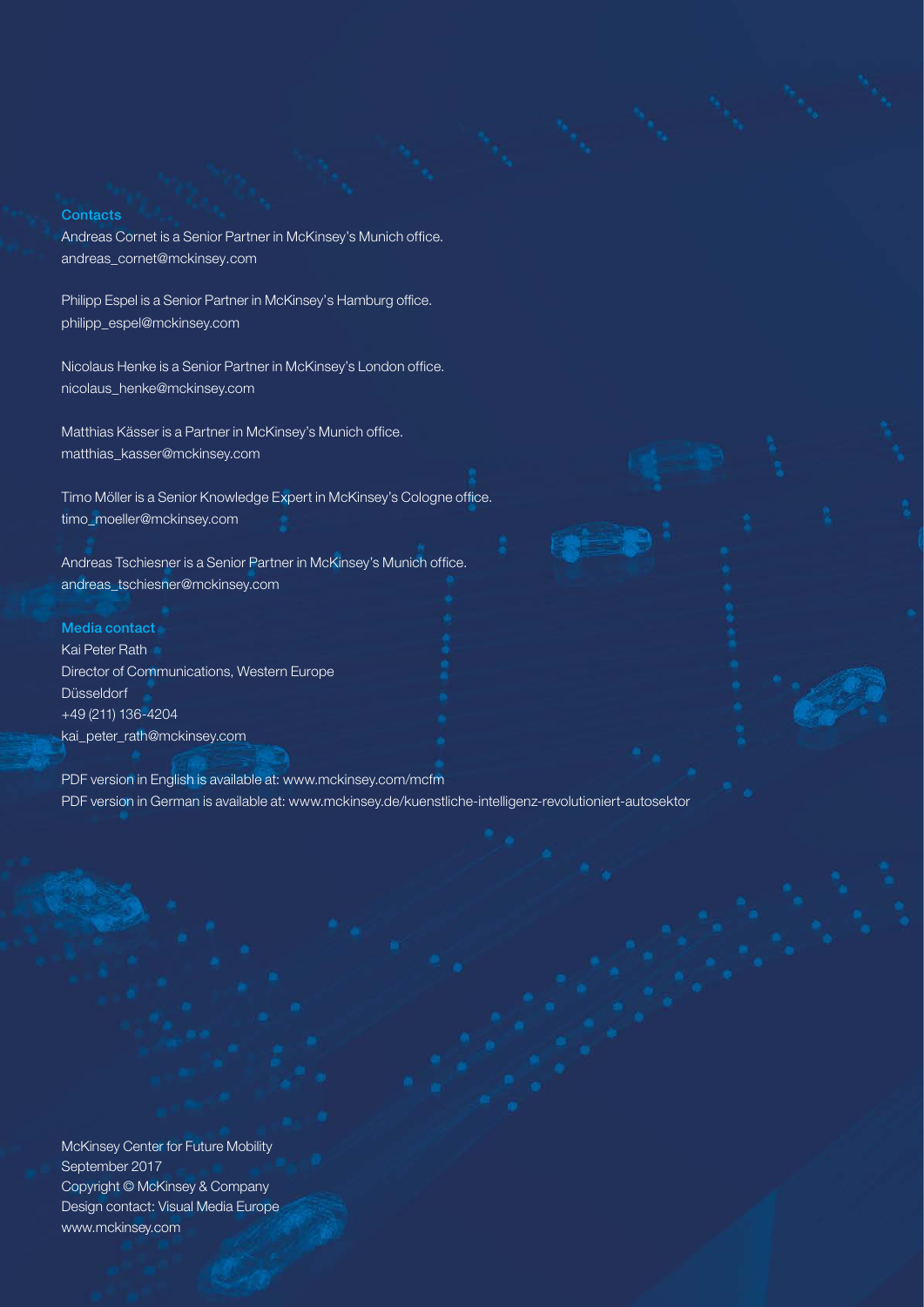## Contacts

Andreas Cornet is a Senior Partner in McKinsey's Munich office.
andreas_cornet@mckinsey.com

Philipp Espel is a Senior Partner in McKinsey's Hamburg office.
philipp_espel@mckinsey.com

Nicolaus Henke is a Senior Partner in McKinsey's London office.
nicolaus_henke@mckinsey.com

Matthias Kässer is a Partner in McKinsey's Munich office.
matthias_kasser@mckinsey.com

Timo Möller is a Senior Knowledge Expert in McKinsey's Cologne office.
timo_moeller@mckinsey.com

Andreas Tschiesner is a Senior Partner in McKinsey's Munich office.
andreas_tschiesner@mckinsey.com

## Media contact

Kai Peter Rath
Director of Communications, Western Europe
Düsseldorf
+49 (211) 136-4204
kai_peter_rath@mckinsey.com

PDF version in English is available at: www.mckinsey.com/mcfm
PDF version in German is available at: www.mckinsey.de/kuenstliche-intelligenz-revolutioniert-autosektor

McKinsey Center for Future Mobility
September 2017
Copyright © McKinsey & Company
Design contact: Visual Media Europe
www.mckinsey.com